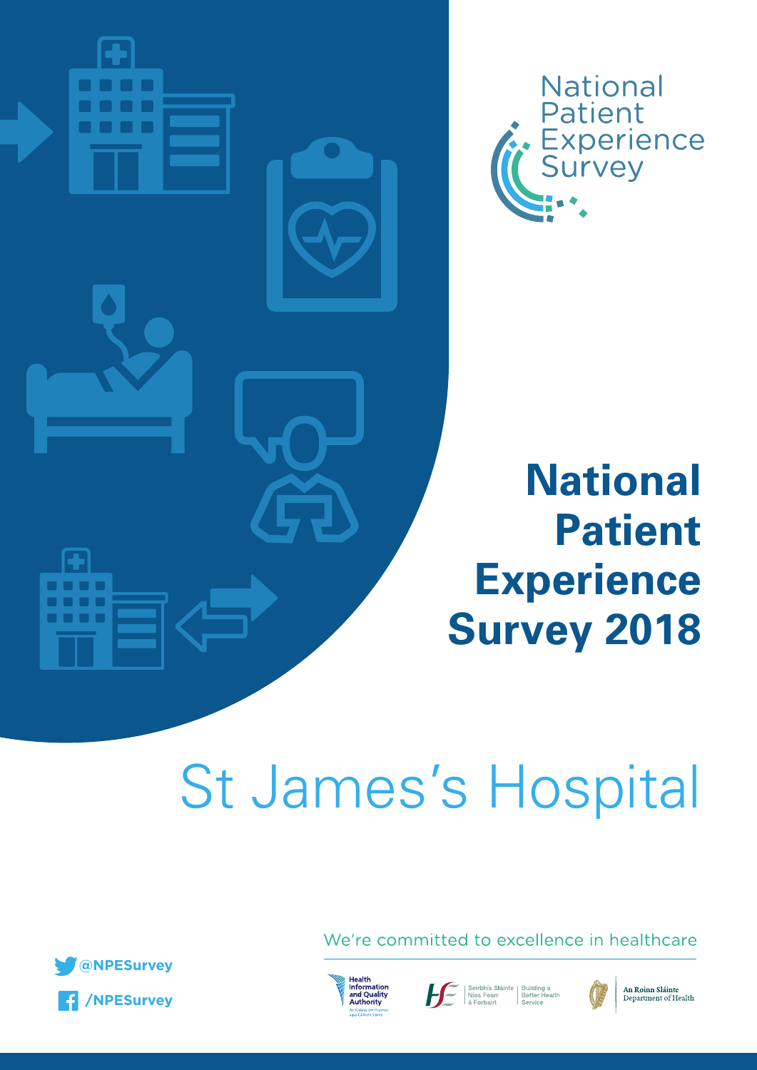National Patient Experience Survey

# National Patient Experience Survey 2018

## St James's Hospital

@NPESurvey

/NPESurvey

We're committed to excellence in healthcare

Health Information and Quality Authority

An tÚdarás Um Fhaisnéis agus Cáilíocht Sláinte

Seirbhís Sláinte Níos Fearr á Forbairt | Building a Better Health Service

An Roinn Sláinte | Department of Health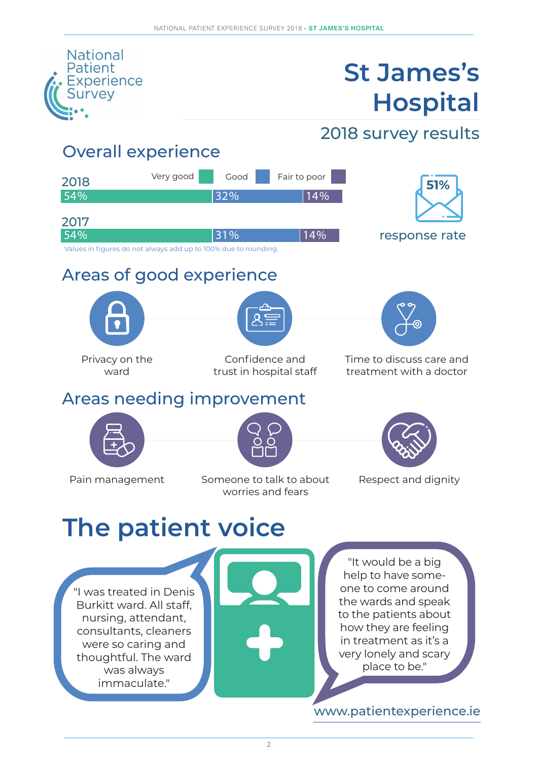National Patient Experience Survey

# St James's Hospital

## 2018 survey results

## Overall experience

| Year | Very good | Good | Fair to poor |
| --- | --- | --- | --- |
| 2018 | 54% | 32% | 14% |
| 2017 | 54% | 31% | 14% |

Values in figures do not always add up to 100% due to rounding.

51% response rate

## Areas of good experience

- Privacy on the ward
- Confidence and trust in hospital staff
- Time to discuss care and treatment with a doctor

## Areas needing improvement

- Pain management
- Someone to talk to about worries and fears
- Respect and dignity

# The patient voice

"I was treated in Denis Burkitt ward. All staff, nursing, attendant, consultants, cleaners were so caring and thoughtful. The ward was always immaculate."

"It would be a big help to have someone to come around the wards and speak to the patients about how they are feeling in treatment as it's a very lonely and scary place to be."

www.patientexperience.ie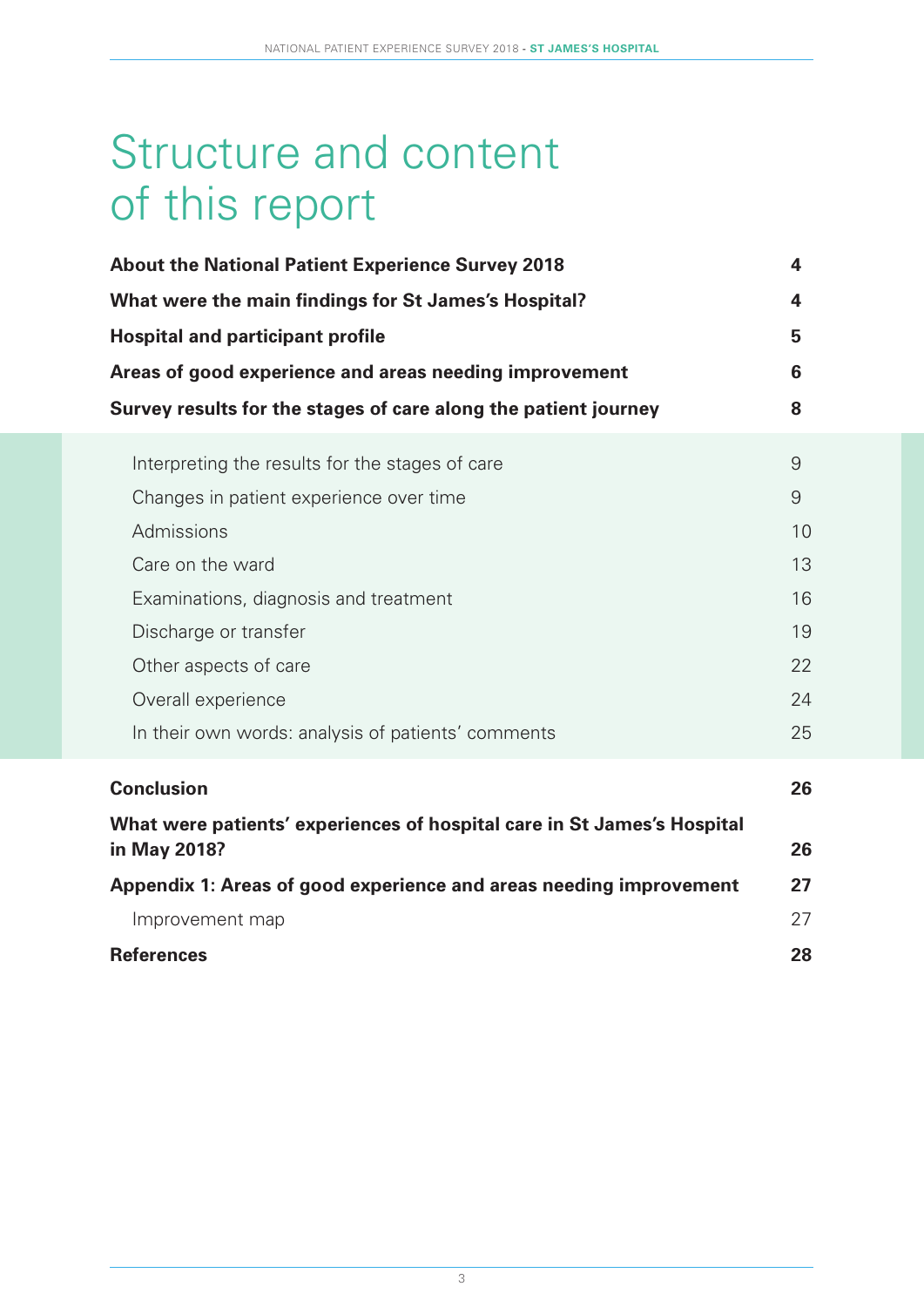# Structure and content of this report

| | |
|---|---|
| **About the National Patient Experience Survey 2018** | **4** |
| **What were the main findings for St James's Hospital?** | **4** |
| **Hospital and participant profile** | **5** |
| **Areas of good experience and areas needing improvement** | **6** |
| **Survey results for the stages of care along the patient journey** | **8** |
| Interpreting the results for the stages of care | 9 |
| Changes in patient experience over time | 9 |
| Admissions | 10 |
| Care on the ward | 13 |
| Examinations, diagnosis and treatment | 16 |
| Discharge or transfer | 19 |
| Other aspects of care | 22 |
| Overall experience | 24 |
| In their own words: analysis of patients' comments | 25 |
| **Conclusion** | **26** |
| **What were patients' experiences of hospital care in St James's Hospital in May 2018?** | **26** |
| **Appendix 1: Areas of good experience and areas needing improvement** | **27** |
| Improvement map | 27 |
| **References** | **28** |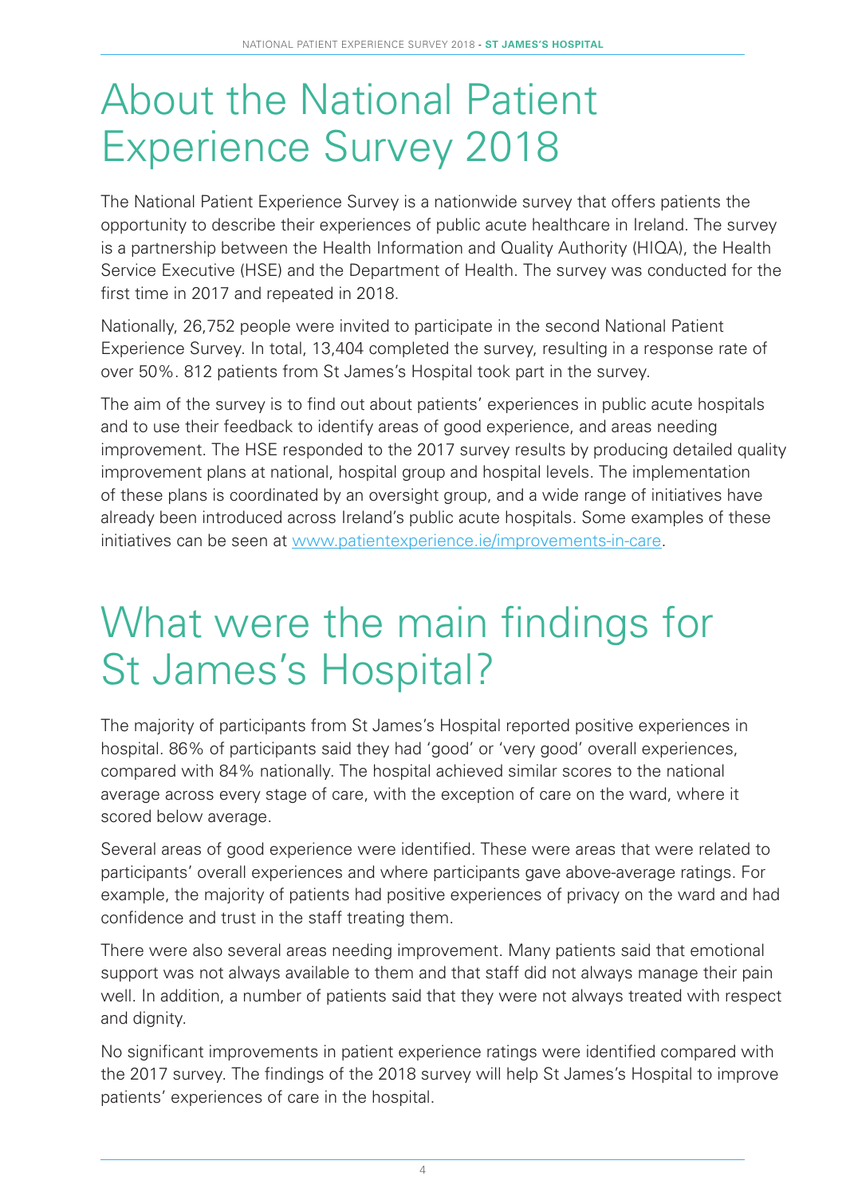# About the National Patient Experience Survey 2018

The National Patient Experience Survey is a nationwide survey that offers patients the opportunity to describe their experiences of public acute healthcare in Ireland. The survey is a partnership between the Health Information and Quality Authority (HIQA), the Health Service Executive (HSE) and the Department of Health. The survey was conducted for the first time in 2017 and repeated in 2018.

Nationally, 26,752 people were invited to participate in the second National Patient Experience Survey. In total, 13,404 completed the survey, resulting in a response rate of over 50%. 812 patients from St James's Hospital took part in the survey.

The aim of the survey is to find out about patients' experiences in public acute hospitals and to use their feedback to identify areas of good experience, and areas needing improvement. The HSE responded to the 2017 survey results by producing detailed quality improvement plans at national, hospital group and hospital levels. The implementation of these plans is coordinated by an oversight group, and a wide range of initiatives have already been introduced across Ireland's public acute hospitals. Some examples of these initiatives can be seen at [www.patientexperience.ie/improvements-in-care](www.patientexperience.ie/improvements-in-care).

# What were the main findings for St James's Hospital?

The majority of participants from St James's Hospital reported positive experiences in hospital. 86% of participants said they had 'good' or 'very good' overall experiences, compared with 84% nationally. The hospital achieved similar scores to the national average across every stage of care, with the exception of care on the ward, where it scored below average.

Several areas of good experience were identified. These were areas that were related to participants' overall experiences and where participants gave above-average ratings. For example, the majority of patients had positive experiences of privacy on the ward and had confidence and trust in the staff treating them.

There were also several areas needing improvement. Many patients said that emotional support was not always available to them and that staff did not always manage their pain well. In addition, a number of patients said that they were not always treated with respect and dignity.

No significant improvements in patient experience ratings were identified compared with the 2017 survey. The findings of the 2018 survey will help St James's Hospital to improve patients' experiences of care in the hospital.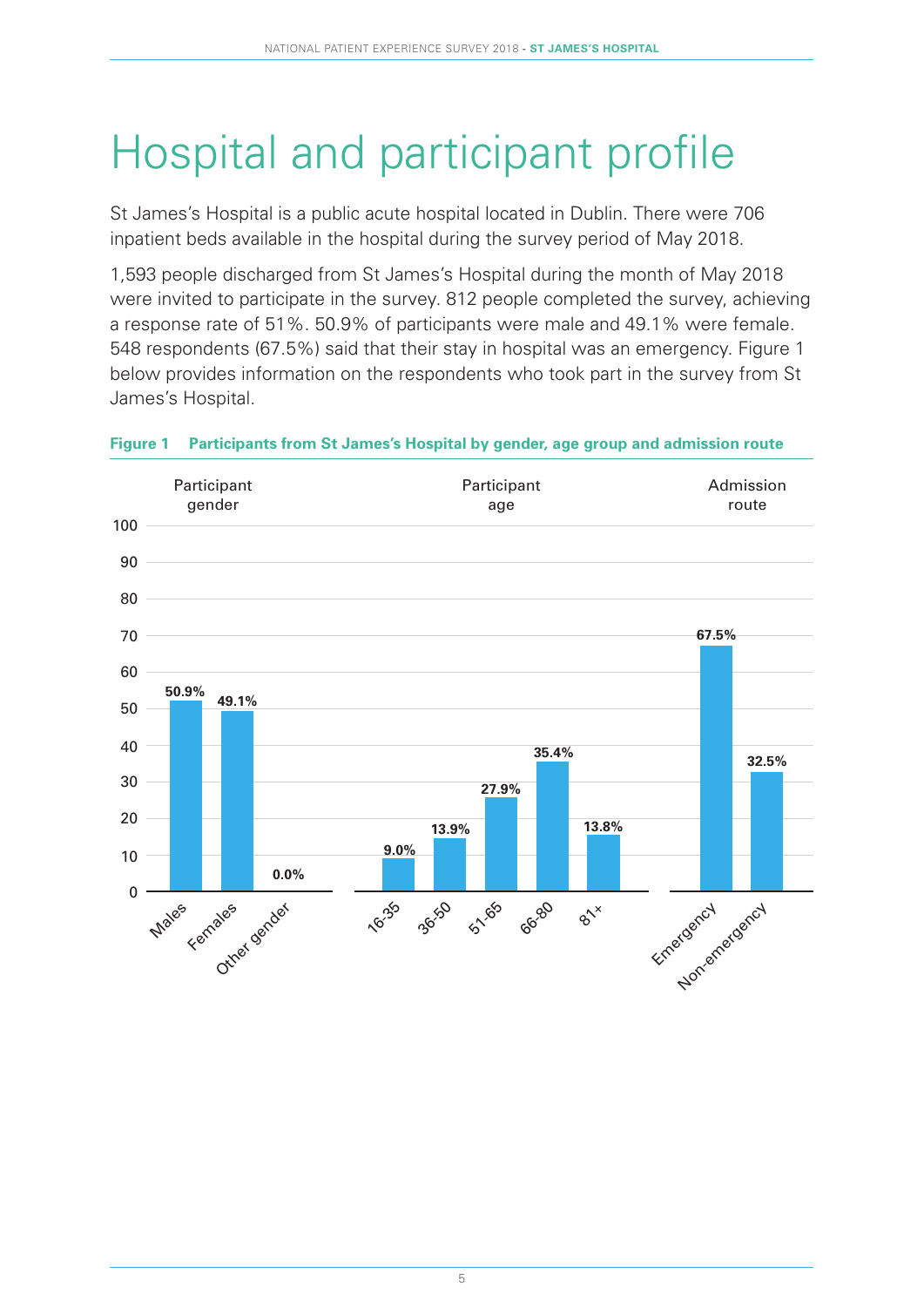# Hospital and participant profile

St James's Hospital is a public acute hospital located in Dublin. There were 706 inpatient beds available in the hospital during the survey period of May 2018.

1,593 people discharged from St James's Hospital during the month of May 2018 were invited to participate in the survey. 812 people completed the survey, achieving a response rate of 51%. 50.9% of participants were male and 49.1% were female. 548 respondents (67.5%) said that their stay in hospital was an emergency. Figure 1 below provides information on the respondents who took part in the survey from St James's Hospital.

**Figure 1 Participants from St James's Hospital by gender, age group and admission route**

| Participant gender | % |
|---|---|
| Males | 50.9% |
| Females | 49.1% |
| Other gender | 0.0% |

| Participant age | % |
|---|---|
| 16-35 | 9.0% |
| 36-50 | 13.9% |
| 51-65 | 27.9% |
| 66-80 | 35.4% |
| 81+ | 13.8% |

| Admission route | % |
|---|---|
| Emergency | 67.5% |
| Non-emergency | 32.5% |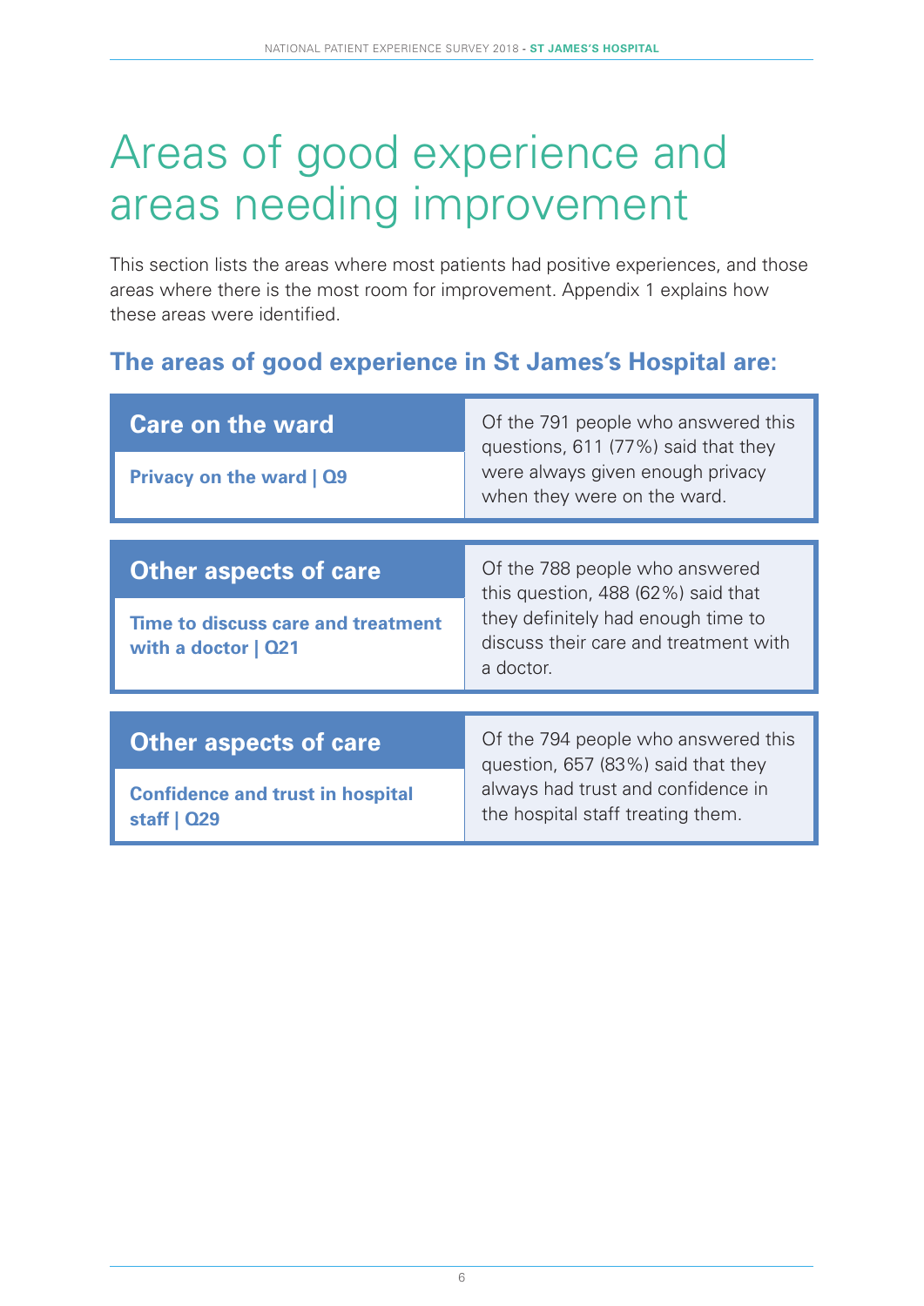# Areas of good experience and areas needing improvement

This section lists the areas where most patients had positive experiences, and those areas where there is the most room for improvement. Appendix 1 explains how these areas were identified.

## The areas of good experience in St James's Hospital are:

| Care on the ward | |
|---|---|
| **Privacy on the ward \| Q9** | Of the 791 people who answered this questions, 611 (77%) said that they were always given enough privacy when they were on the ward. |

| Other aspects of care | |
|---|---|
| **Time to discuss care and treatment with a doctor \| Q21** | Of the 788 people who answered this question, 488 (62%) said that they definitely had enough time to discuss their care and treatment with a doctor. |

| Other aspects of care | |
|---|---|
| **Confidence and trust in hospital staff \| Q29** | Of the 794 people who answered this question, 657 (83%) said that they always had trust and confidence in the hospital staff treating them. |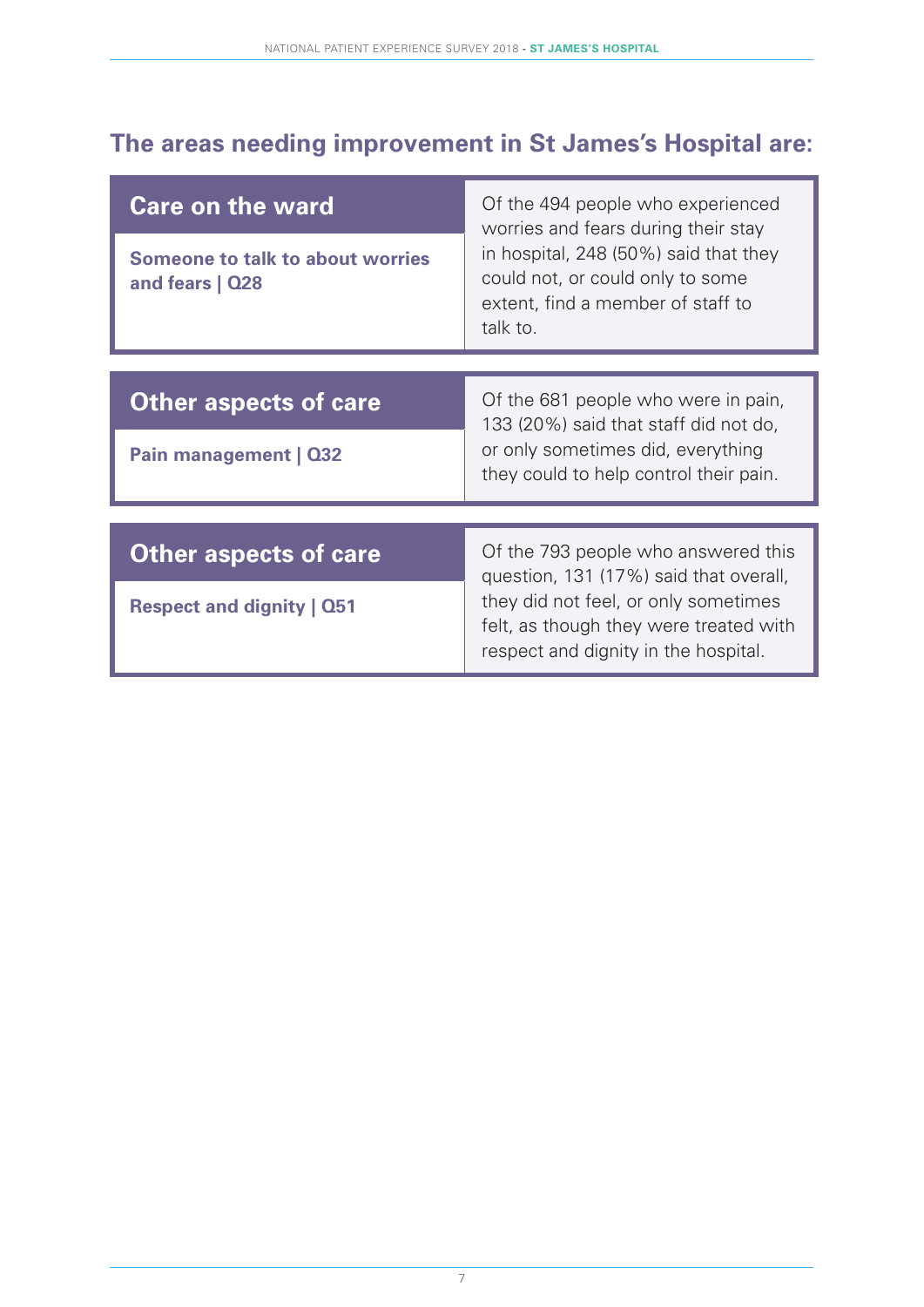## The areas needing improvement in St James's Hospital are:

### Care on the ward

**Someone to talk to about worries and fears | Q28**

Of the 494 people who experienced worries and fears during their stay in hospital, 248 (50%) said that they could not, or could only to some extent, find a member of staff to talk to.

### Other aspects of care

**Pain management | Q32**

Of the 681 people who were in pain, 133 (20%) said that staff did not do, or only sometimes did, everything they could to help control their pain.

### Other aspects of care

**Respect and dignity | Q51**

Of the 793 people who answered this question, 131 (17%) said that overall, they did not feel, or only sometimes felt, as though they were treated with respect and dignity in the hospital.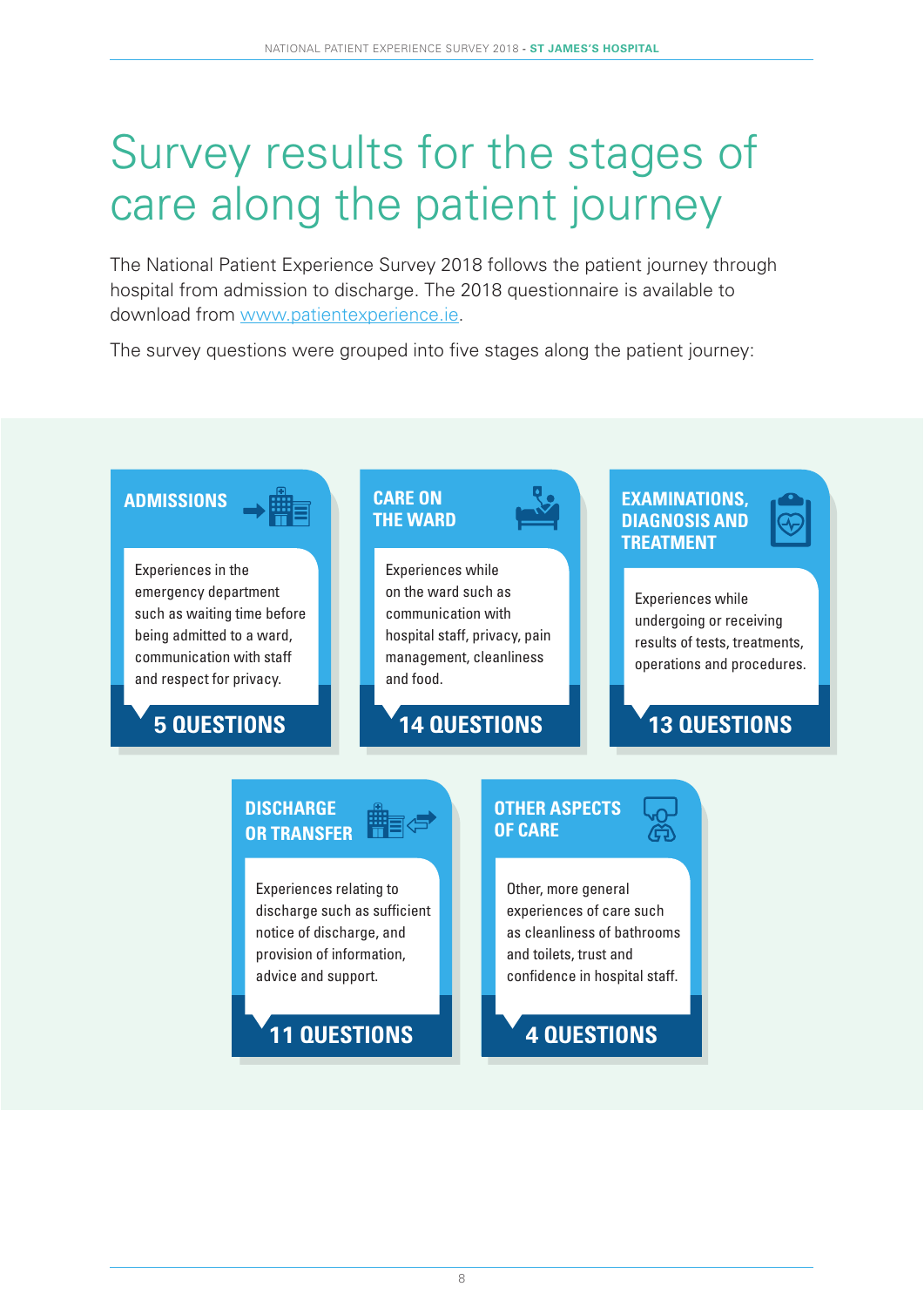# Survey results for the stages of care along the patient journey

The National Patient Experience Survey 2018 follows the patient journey through hospital from admission to discharge. The 2018 questionnaire is available to download from [www.patientexperience.ie](www.patientexperience.ie).

The survey questions were grouped into five stages along the patient journey:

### ADMISSIONS

Experiences in the emergency department such as waiting time before being admitted to a ward, communication with staff and respect for privacy.

**5 QUESTIONS**

### CARE ON THE WARD

Experiences while on the ward such as communication with hospital staff, privacy, pain management, cleanliness and food.

**14 QUESTIONS**

### EXAMINATIONS, DIAGNOSIS AND TREATMENT

Experiences while undergoing or receiving results of tests, treatments, operations and procedures.

**13 QUESTIONS**

### DISCHARGE OR TRANSFER

Experiences relating to discharge such as sufficient notice of discharge, and provision of information, advice and support.

**11 QUESTIONS**

### OTHER ASPECTS OF CARE

Other, more general experiences of care such as cleanliness of bathrooms and toilets, trust and confidence in hospital staff.

**4 QUESTIONS**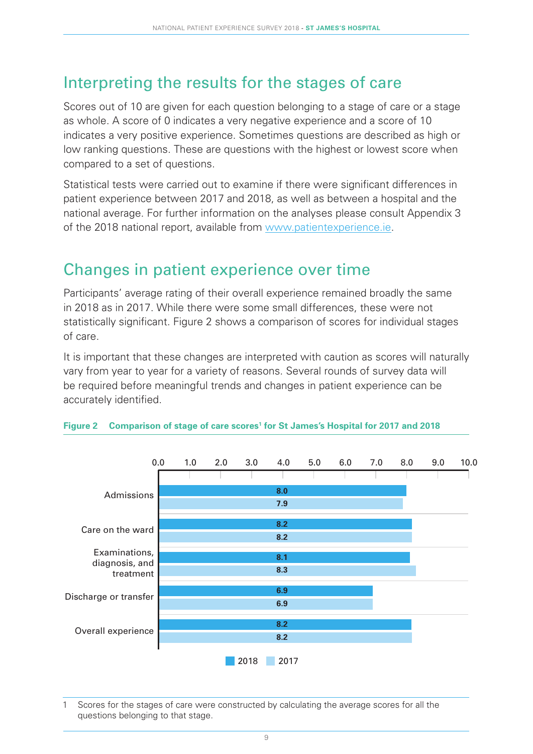## Interpreting the results for the stages of care

Scores out of 10 are given for each question belonging to a stage of care or a stage as whole. A score of 0 indicates a very negative experience and a score of 10 indicates a very positive experience. Sometimes questions are described as high or low ranking questions. These are questions with the highest or lowest score when compared to a set of questions.

Statistical tests were carried out to examine if there were significant differences in patient experience between 2017 and 2018, as well as between a hospital and the national average. For further information on the analyses please consult Appendix 3 of the 2018 national report, available from www.patientexperience.ie.

## Changes in patient experience over time

Participants' average rating of their overall experience remained broadly the same in 2018 as in 2017. While there were some small differences, these were not statistically significant. Figure 2 shows a comparison of scores for individual stages of care.

It is important that these changes are interpreted with caution as scores will naturally vary from year to year for a variety of reasons. Several rounds of survey data will be required before meaningful trends and changes in patient experience can be accurately identified.

**Figure 2 Comparison of stage of care scores[1] for St James's Hospital for 2017 and 2018**

| Stage of care | 2018 | 2017 |
|---|---|---|
| Admissions | 8.0 | 7.9 |
| Care on the ward | 8.2 | 8.2 |
| Examinations, diagnosis, and treatment | 8.1 | 8.3 |
| Discharge or transfer | 6.9 | 6.9 |
| Overall experience | 8.2 | 8.2 |

1 Scores for the stages of care were constructed by calculating the average scores for all the questions belonging to that stage.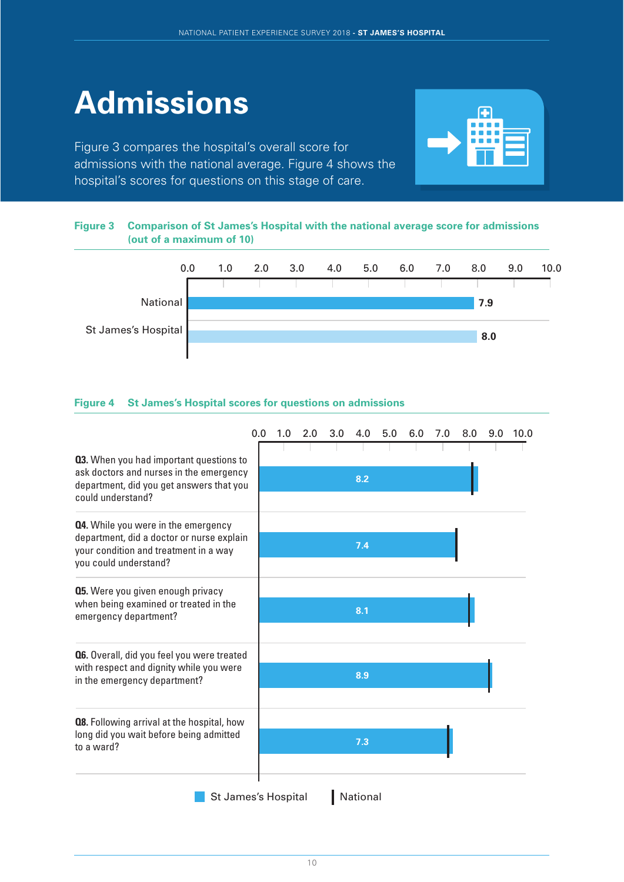# Admissions

Figure 3 compares the hospital's overall score for admissions with the national average. Figure 4 shows the hospital's scores for questions on this stage of care.

**Figure 3 Comparison of St James's Hospital with the national average score for admissions (out of a maximum of 10)**

| | Score |
|---|---|
| National | 7.9 |
| St James's Hospital | 8.0 |

**Figure 4 St James's Hospital scores for questions on admissions**

| Question | St James's Hospital |
|---|---|
| **Q3.** When you had important questions to ask doctors and nurses in the emergency department, did you get answers that you could understand? | 8.2 |
| **Q4.** While you were in the emergency department, did a doctor or nurse explain your condition and treatment in a way you could understand? | 7.4 |
| **Q5.** Were you given enough privacy when being examined or treated in the emergency department? | 8.1 |
| **Q6.** Overall, did you feel you were treated with respect and dignity while you were in the emergency department? | 8.9 |
| **Q8.** Following arrival at the hospital, how long did you wait before being admitted to a ward? | 7.3 |

St James's Hospital | National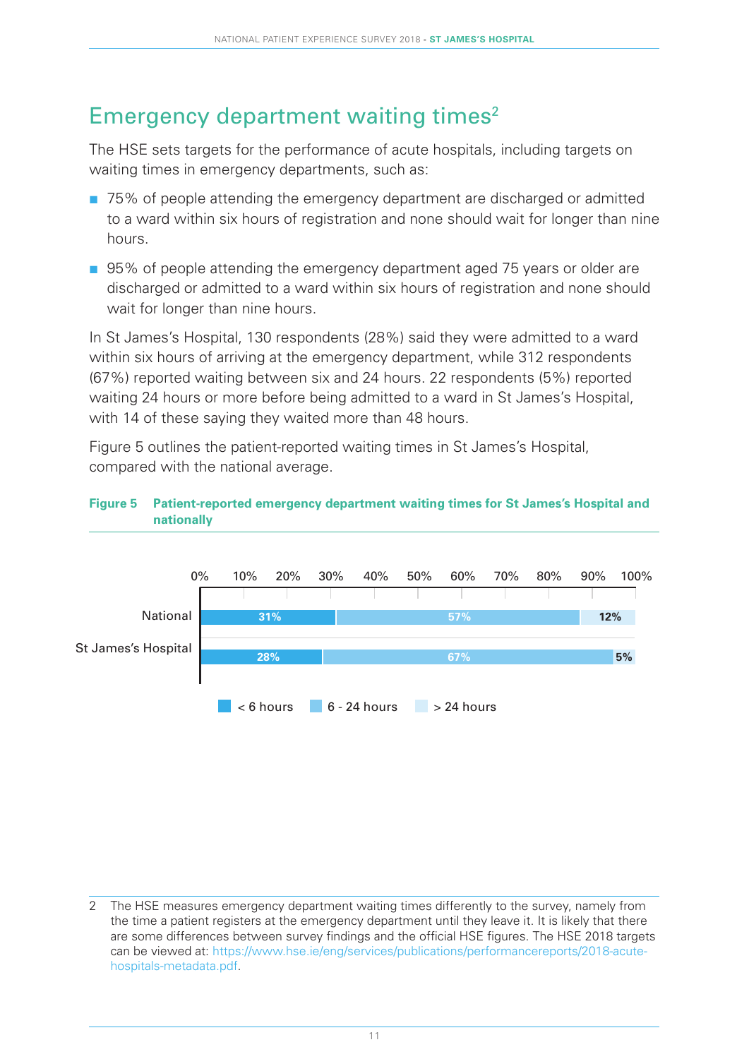# Emergency department waiting times[2]

The HSE sets targets for the performance of acute hospitals, including targets on waiting times in emergency departments, such as:

- 75% of people attending the emergency department are discharged or admitted to a ward within six hours of registration and none should wait for longer than nine hours.
- 95% of people attending the emergency department aged 75 years or older are discharged or admitted to a ward within six hours of registration and none should wait for longer than nine hours.

In St James's Hospital, 130 respondents (28%) said they were admitted to a ward within six hours of arriving at the emergency department, while 312 respondents (67%) reported waiting between six and 24 hours. 22 respondents (5%) reported waiting 24 hours or more before being admitted to a ward in St James's Hospital, with 14 of these saying they waited more than 48 hours.

Figure 5 outlines the patient-reported waiting times in St James's Hospital, compared with the national average.

**Figure 5 Patient-reported emergency department waiting times for St James's Hospital and nationally**

| | < 6 hours | 6 - 24 hours | > 24 hours |
|---|---|---|---|
| National | 31% | 57% | 12% |
| St James's Hospital | 28% | 67% | 5% |

2 The HSE measures emergency department waiting times differently to the survey, namely from the time a patient registers at the emergency department until they leave it. It is likely that there are some differences between survey findings and the official HSE figures. The HSE 2018 targets can be viewed at: https://www.hse.ie/eng/services/publications/performancereports/2018-acute-hospitals-metadata.pdf.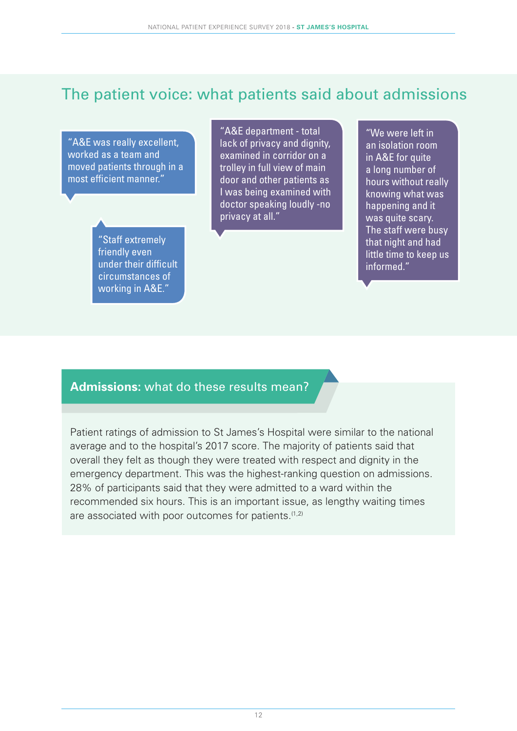## The patient voice: what patients said about admissions

"A&E was really excellent, worked as a team and moved patients through in a most efficient manner."

"Staff extremely friendly even under their difficult circumstances of working in A&E."

"A&E department - total lack of privacy and dignity, examined in corridor on a trolley in full view of main door and other patients as I was being examined with doctor speaking loudly -no privacy at all."

"We were left in an isolation room in A&E for quite a long number of hours without really knowing what was happening and it was quite scary. The staff were busy that night and had little time to keep us informed."

## **Admissions:** what do these results mean?

Patient ratings of admission to St James's Hospital were similar to the national average and to the hospital's 2017 score. The majority of patients said that overall they felt as though they were treated with respect and dignity in the emergency department. This was the highest-ranking question on admissions. 28% of participants said that they were admitted to a ward within the recommended six hours. This is an important issue, as lengthy waiting times are associated with poor outcomes for patients.[1,2]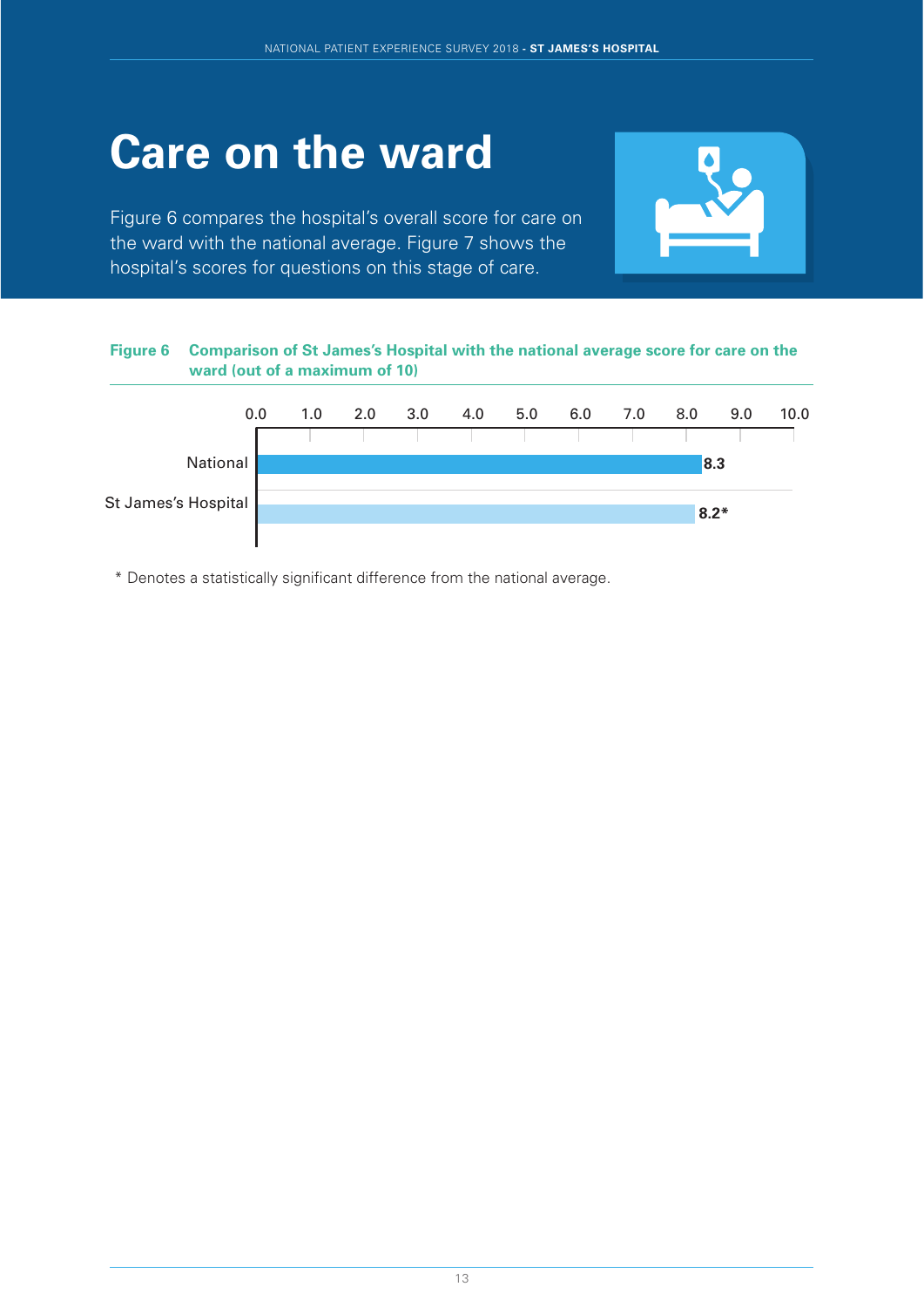# Care on the ward

Figure 6 compares the hospital's overall score for care on the ward with the national average. Figure 7 shows the hospital's scores for questions on this stage of care.

**Figure 6 Comparison of St James's Hospital with the national average score for care on the ward (out of a maximum of 10)**

| | Score |
|---|---|
| National | 8.3 |
| St James's Hospital | 8.2* |

\* Denotes a statistically significant difference from the national average.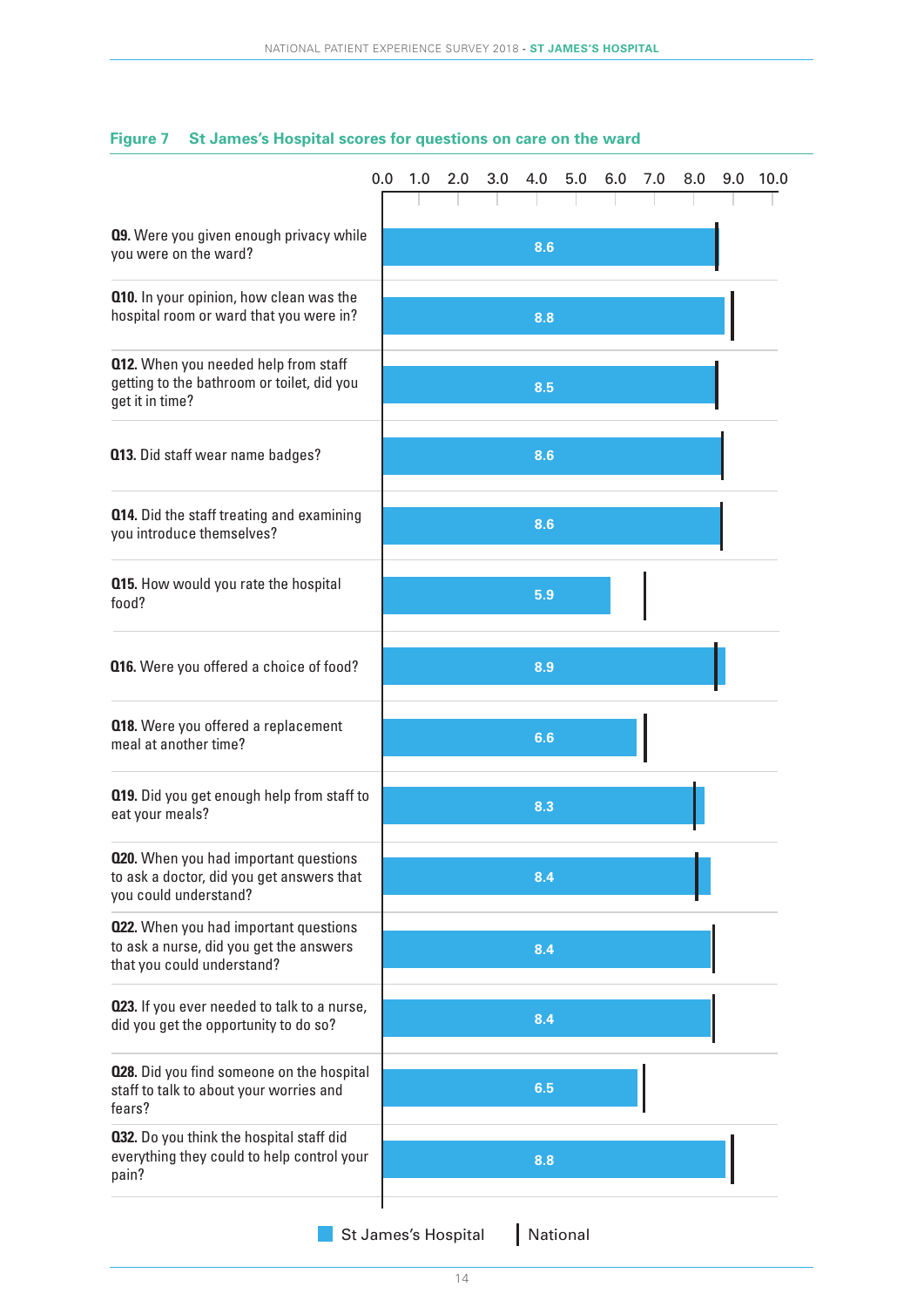**Figure 7 St James's Hospital scores for questions on care on the ward**

| Question | St James's Hospital |
|---|---|
| **Q9.** Were you given enough privacy while you were on the ward? | 8.6 |
| **Q10.** In your opinion, how clean was the hospital room or ward that you were in? | 8.8 |
| **Q12.** When you needed help from staff getting to the bathroom or toilet, did you get it in time? | 8.5 |
| **Q13.** Did staff wear name badges? | 8.6 |
| **Q14.** Did the staff treating and examining you introduce themselves? | 8.6 |
| **Q15.** How would you rate the hospital food? | 5.9 |
| **Q16.** Were you offered a choice of food? | 8.9 |
| **Q18.** Were you offered a replacement meal at another time? | 6.6 |
| **Q19.** Did you get enough help from staff to eat your meals? | 8.3 |
| **Q20.** When you had important questions to ask a doctor, did you get answers that you could understand? | 8.4 |
| **Q22.** When you had important questions to ask a nurse, did you get the answers that you could understand? | 8.4 |
| **Q23.** If you ever needed to talk to a nurse, did you get the opportunity to do so? | 8.4 |
| **Q28.** Did you find someone on the hospital staff to talk to about your worries and fears? | 6.5 |
| **Q32.** Do you think the hospital staff did everything they could to help control your pain? | 8.8 |

Legend: St James's Hospital | National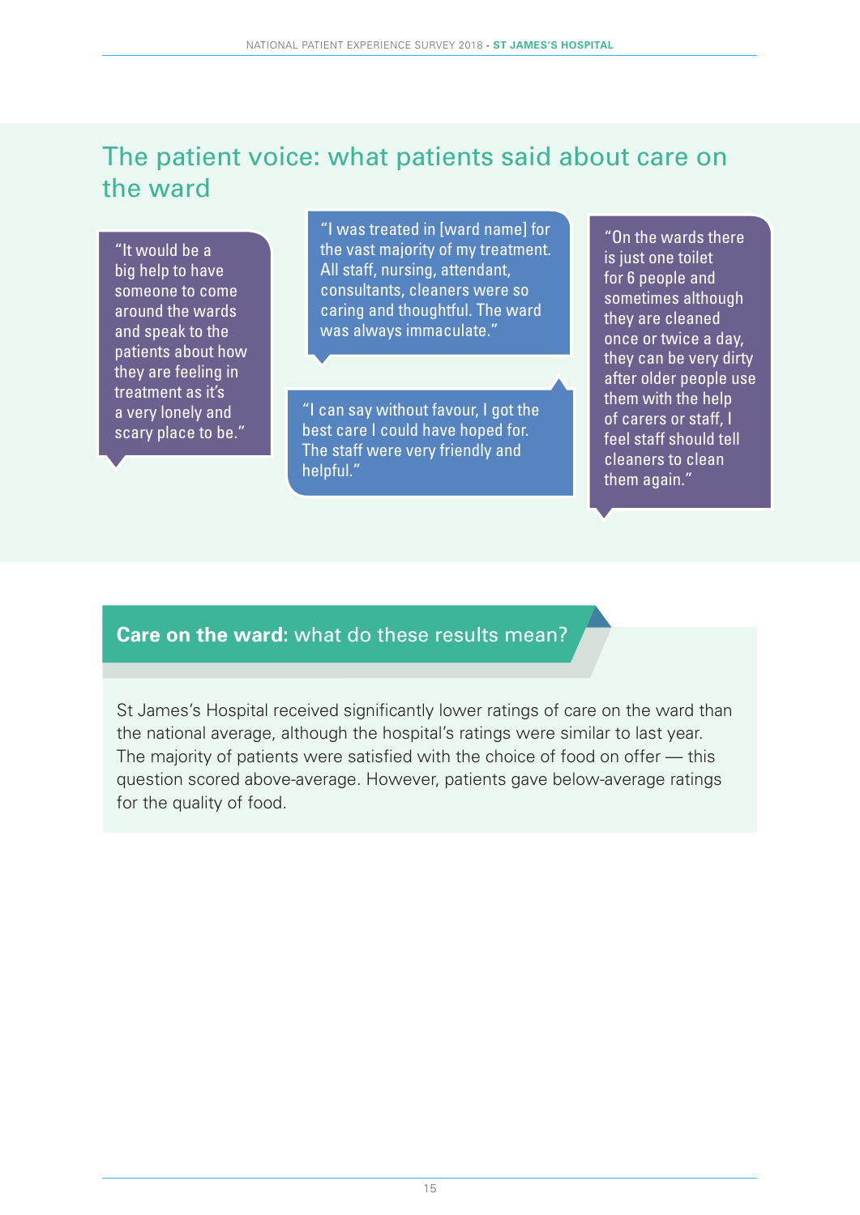## The patient voice: what patients said about care on the ward

"It would be a big help to have someone to come around the wards and speak to the patients about how they are feeling in treatment as it's a very lonely and scary place to be."

"I was treated in [ward name] for the vast majority of my treatment. All staff, nursing, attendant, consultants, cleaners were so caring and thoughtful. The ward was always immaculate."

"I can say without favour, I got the best care I could have hoped for. The staff were very friendly and helpful."

"On the wards there is just one toilet for 6 people and sometimes although they are cleaned once or twice a day, they can be very dirty after older people use them with the help of carers or staff, I feel staff should tell cleaners to clean them again."

### **Care on the ward:** what do these results mean?

St James's Hospital received significantly lower ratings of care on the ward than the national average, although the hospital's ratings were similar to last year. The majority of patients were satisfied with the choice of food on offer — this question scored above-average. However, patients gave below-average ratings for the quality of food.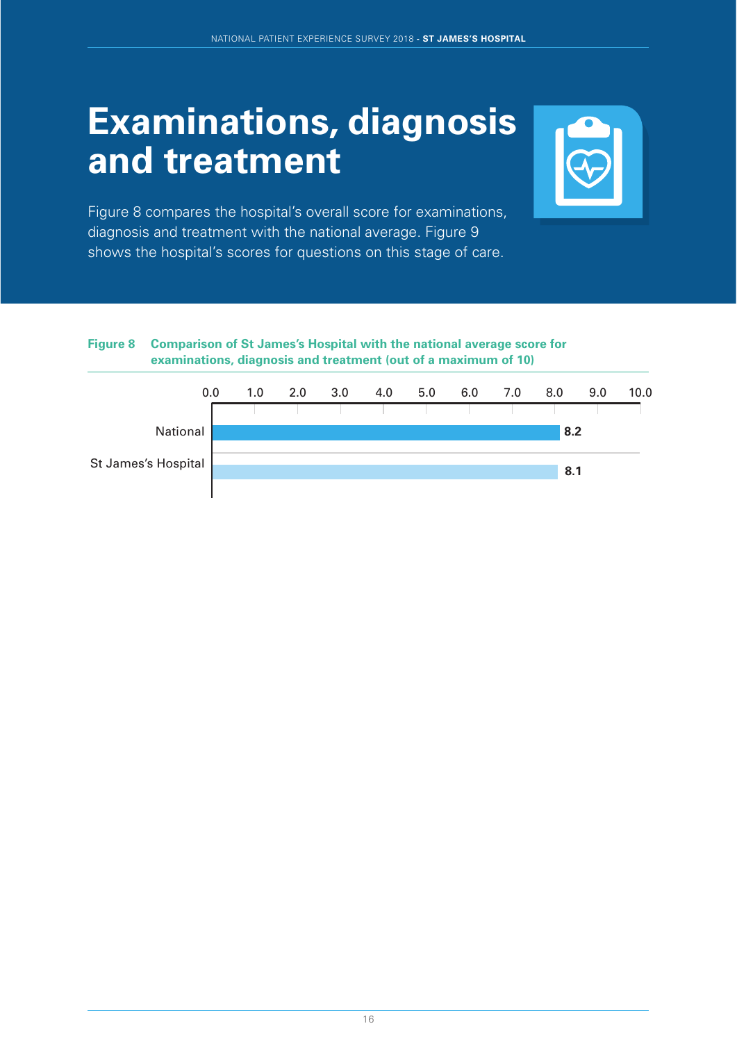# Examinations, diagnosis and treatment

Figure 8 compares the hospital's overall score for examinations, diagnosis and treatment with the national average. Figure 9 shows the hospital's scores for questions on this stage of care.

**Figure 8 Comparison of St James's Hospital with the national average score for examinations, diagnosis and treatment (out of a maximum of 10)**

| | Score |
|---|---|
| National | 8.2 |
| St James's Hospital | 8.1 |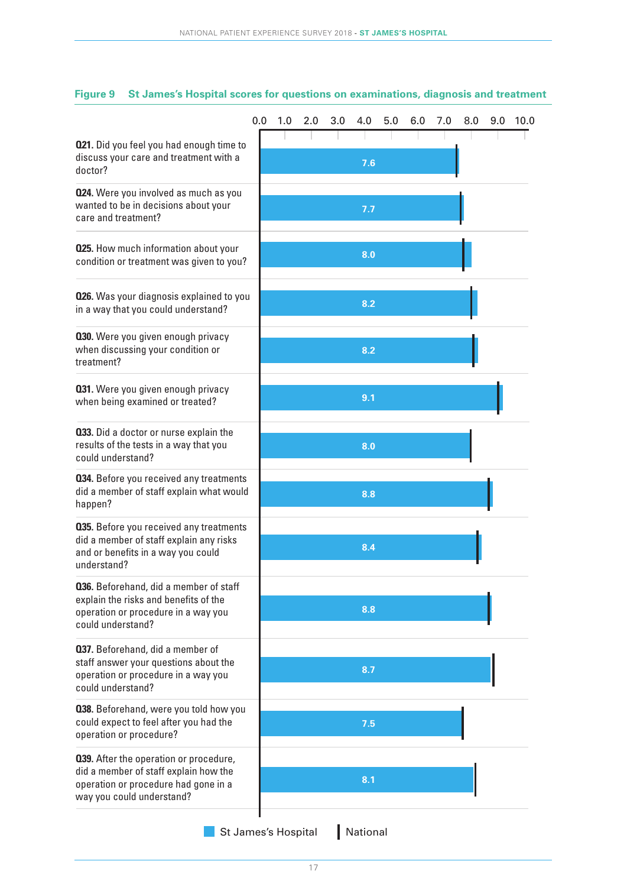**Figure 9 St James's Hospital scores for questions on examinations, diagnosis and treatment**

| Question | St James's Hospital |
|---|---|
| **Q21.** Did you feel you had enough time to discuss your care and treatment with a doctor? | 7.6 |
| **Q24.** Were you involved as much as you wanted to be in decisions about your care and treatment? | 7.7 |
| **Q25.** How much information about your condition or treatment was given to you? | 8.0 |
| **Q26.** Was your diagnosis explained to you in a way that you could understand? | 8.2 |
| **Q30.** Were you given enough privacy when discussing your condition or treatment? | 8.2 |
| **Q31.** Were you given enough privacy when being examined or treated? | 9.1 |
| **Q33.** Did a doctor or nurse explain the results of the tests in a way that you could understand? | 8.0 |
| **Q34.** Before you received any treatments did a member of staff explain what would happen? | 8.8 |
| **Q35.** Before you received any treatments did a member of staff explain any risks and or benefits in a way you could understand? | 8.4 |
| **Q36.** Beforehand, did a member of staff explain the risks and benefits of the operation or procedure in a way you could understand? | 8.8 |
| **Q37.** Beforehand, did a member of staff answer your questions about the operation or procedure in a way you could understand? | 8.7 |
| **Q38.** Beforehand, were you told how you could expect to feel after you had the operation or procedure? | 7.5 |
| **Q39.** After the operation or procedure, did a member of staff explain how the operation or procedure had gone in a way you could understand? | 8.1 |

Legend: St James's Hospital | National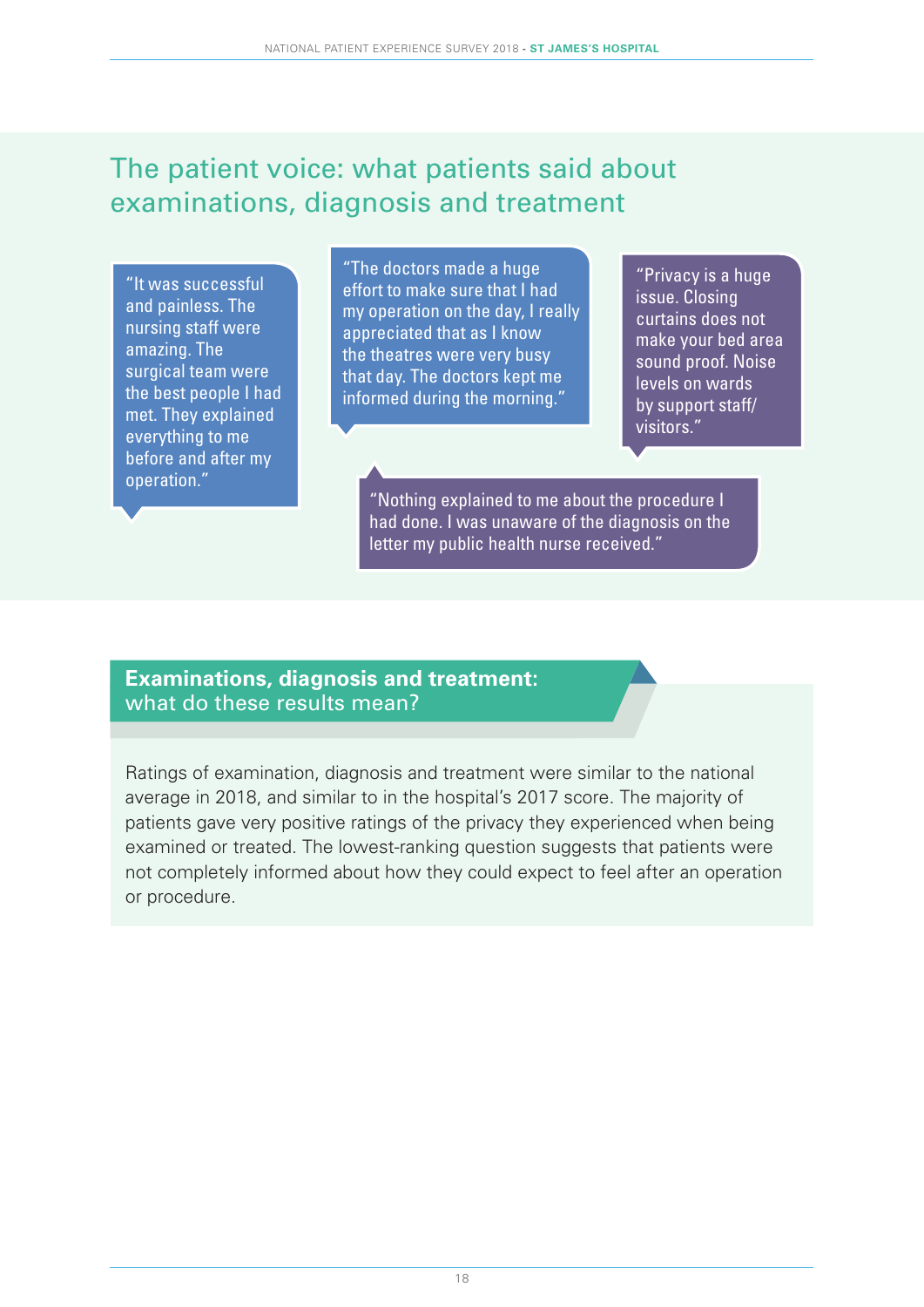## The patient voice: what patients said about examinations, diagnosis and treatment

"It was successful and painless. The nursing staff were amazing. The surgical team were the best people I had met. They explained everything to me before and after my operation."

"The doctors made a huge effort to make sure that I had my operation on the day, I really appreciated that as I know the theatres were very busy that day. The doctors kept me informed during the morning."

"Privacy is a huge issue. Closing curtains does not make your bed area sound proof. Noise levels on wards by support staff/ visitors."

"Nothing explained to me about the procedure I had done. I was unaware of the diagnosis on the letter my public health nurse received."

### **Examinations, diagnosis and treatment:** what do these results mean?

Ratings of examination, diagnosis and treatment were similar to the national average in 2018, and similar to in the hospital's 2017 score. The majority of patients gave very positive ratings of the privacy they experienced when being examined or treated. The lowest-ranking question suggests that patients were not completely informed about how they could expect to feel after an operation or procedure.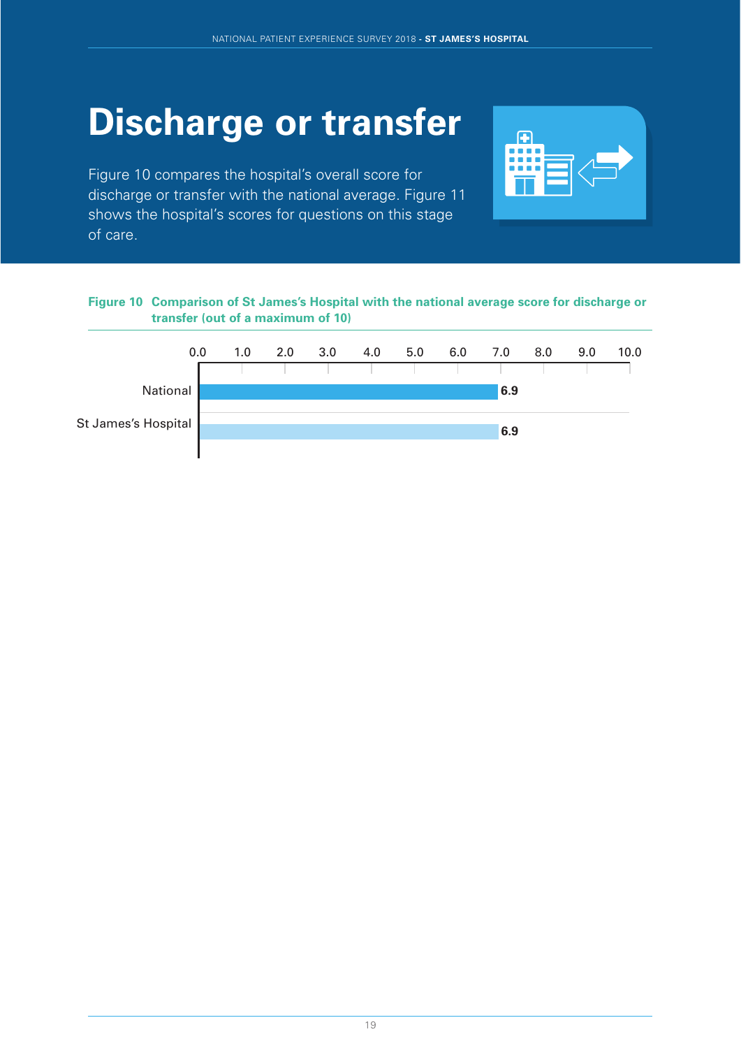# Discharge or transfer

Figure 10 compares the hospital's overall score for discharge or transfer with the national average. Figure 11 shows the hospital's scores for questions on this stage of care.

**Figure 10 Comparison of St James's Hospital with the national average score for discharge or transfer (out of a maximum of 10)**

| | Score |
|---|---|
| National | 6.9 |
| St James's Hospital | 6.9 |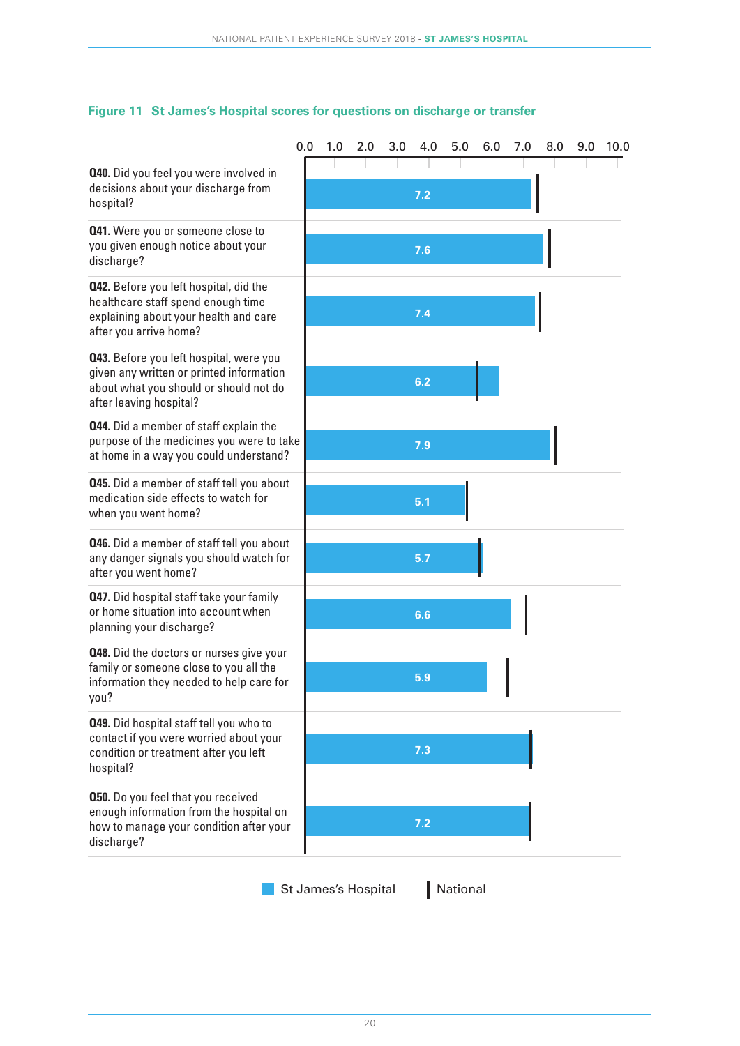## Figure 11 St James's Hospital scores for questions on discharge or transfer

| Question | St James's Hospital |
|---|---|
| **Q40.** Did you feel you were involved in decisions about your discharge from hospital? | 7.2 |
| **Q41.** Were you or someone close to you given enough notice about your discharge? | 7.6 |
| **Q42.** Before you left hospital, did the healthcare staff spend enough time explaining about your health and care after you arrive home? | 7.4 |
| **Q43.** Before you left hospital, were you given any written or printed information about what you should or should not do after leaving hospital? | 6.2 |
| **Q44.** Did a member of staff explain the purpose of the medicines you were to take at home in a way you could understand? | 7.9 |
| **Q45.** Did a member of staff tell you about medication side effects to watch for when you went home? | 5.1 |
| **Q46.** Did a member of staff tell you about any danger signals you should watch for after you went home? | 5.7 |
| **Q47.** Did hospital staff take your family or home situation into account when planning your discharge? | 6.6 |
| **Q48.** Did the doctors or nurses give your family or someone close to you all the information they needed to help care for you? | 5.9 |
| **Q49.** Did hospital staff tell you who to contact if you were worried about your condition or treatment after you left hospital? | 7.3 |
| **Q50.** Do you feel that you received enough information from the hospital on how to manage your condition after your discharge? | 7.2 |

Legend: St James's Hospital (bar) | National (marker line)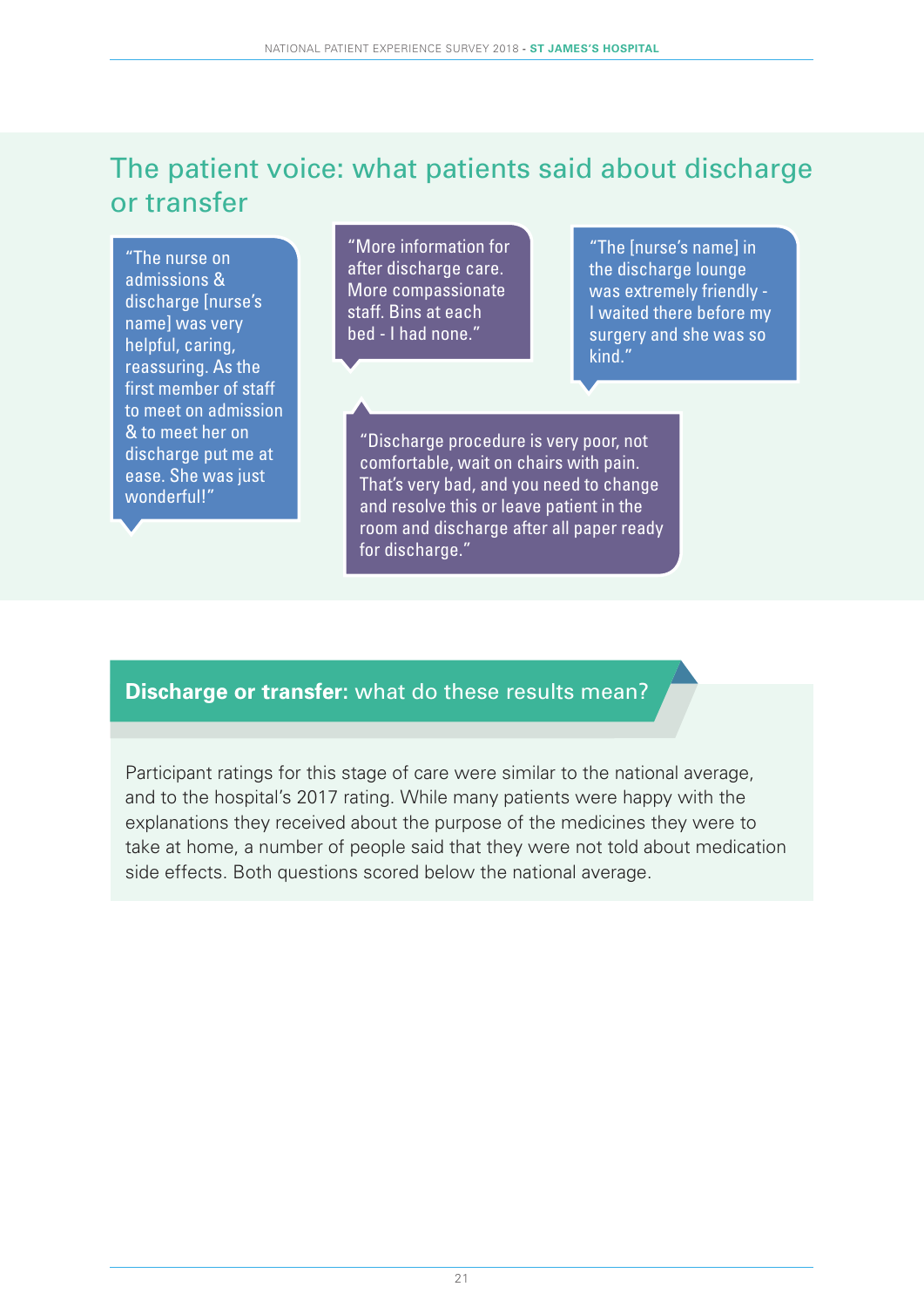## The patient voice: what patients said about discharge or transfer

"The nurse on admissions & discharge [nurse's name] was very helpful, caring, reassuring. As the first member of staff to meet on admission & to meet her on discharge put me at ease. She was just wonderful!"

"More information for after discharge care. More compassionate staff. Bins at each bed - I had none."

"The [nurse's name] in the discharge lounge was extremely friendly - I waited there before my surgery and she was so kind."

"Discharge procedure is very poor, not comfortable, wait on chairs with pain. That's very bad, and you need to change and resolve this or leave patient in the room and discharge after all paper ready for discharge."

### **Discharge or transfer:** what do these results mean?

Participant ratings for this stage of care were similar to the national average, and to the hospital's 2017 rating. While many patients were happy with the explanations they received about the purpose of the medicines they were to take at home, a number of people said that they were not told about medication side effects. Both questions scored below the national average.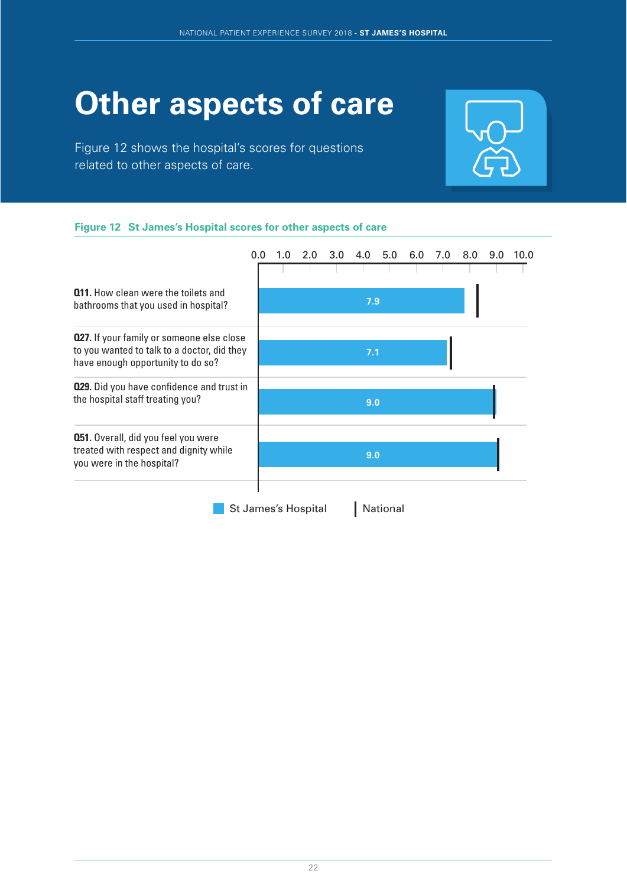# Other aspects of care

Figure 12 shows the hospital's scores for questions related to other aspects of care.

**Figure 12 St James's Hospital scores for other aspects of care**

| Question | St James's Hospital |
|---|---|
| **Q11.** How clean were the toilets and bathrooms that you used in hospital? | 7.9 |
| **Q27.** If your family or someone else close to you wanted to talk to a doctor, did they have enough opportunity to do so? | 7.1 |
| **Q29.** Did you have confidence and trust in the hospital staff treating you? | 9.0 |
| **Q51.** Overall, did you feel you were treated with respect and dignity while you were in the hospital? | 9.0 |

St James's Hospital | National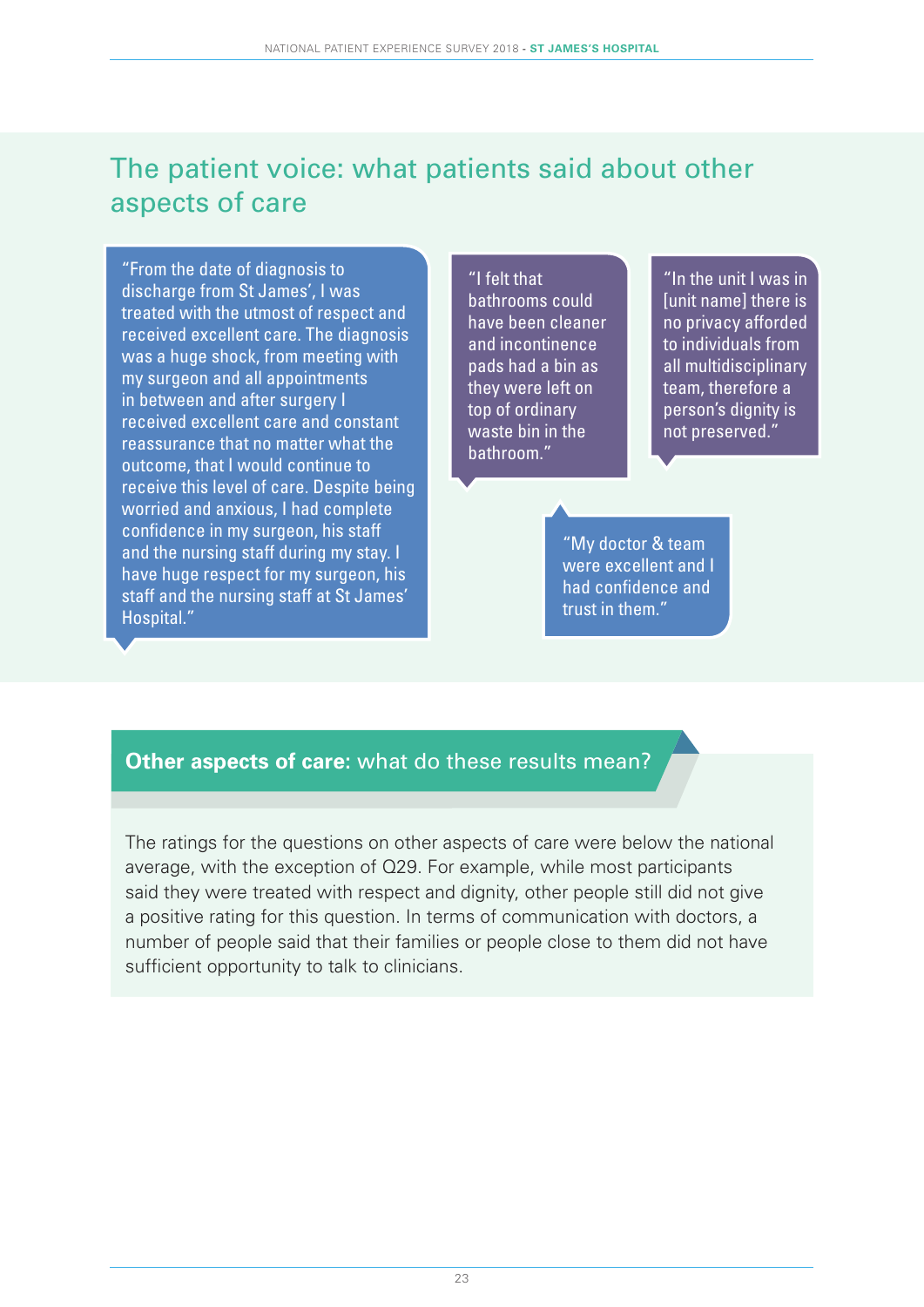## The patient voice: what patients said about other aspects of care

"From the date of diagnosis to discharge from St James', I was treated with the utmost of respect and received excellent care. The diagnosis was a huge shock, from meeting with my surgeon and all appointments in between and after surgery I received excellent care and constant reassurance that no matter what the outcome, that I would continue to receive this level of care. Despite being worried and anxious, I had complete confidence in my surgeon, his staff and the nursing staff during my stay. I have huge respect for my surgeon, his staff and the nursing staff at St James' Hospital."

"I felt that bathrooms could have been cleaner and incontinence pads had a bin as they were left on top of ordinary waste bin in the bathroom."

"In the unit I was in [unit name] there is no privacy afforded to individuals from all multidisciplinary team, therefore a person's dignity is not preserved."

"My doctor & team were excellent and I had confidence and trust in them."

### **Other aspects of care:** what do these results mean?

The ratings for the questions on other aspects of care were below the national average, with the exception of Q29. For example, while most participants said they were treated with respect and dignity, other people still did not give a positive rating for this question. In terms of communication with doctors, a number of people said that their families or people close to them did not have sufficient opportunity to talk to clinicians.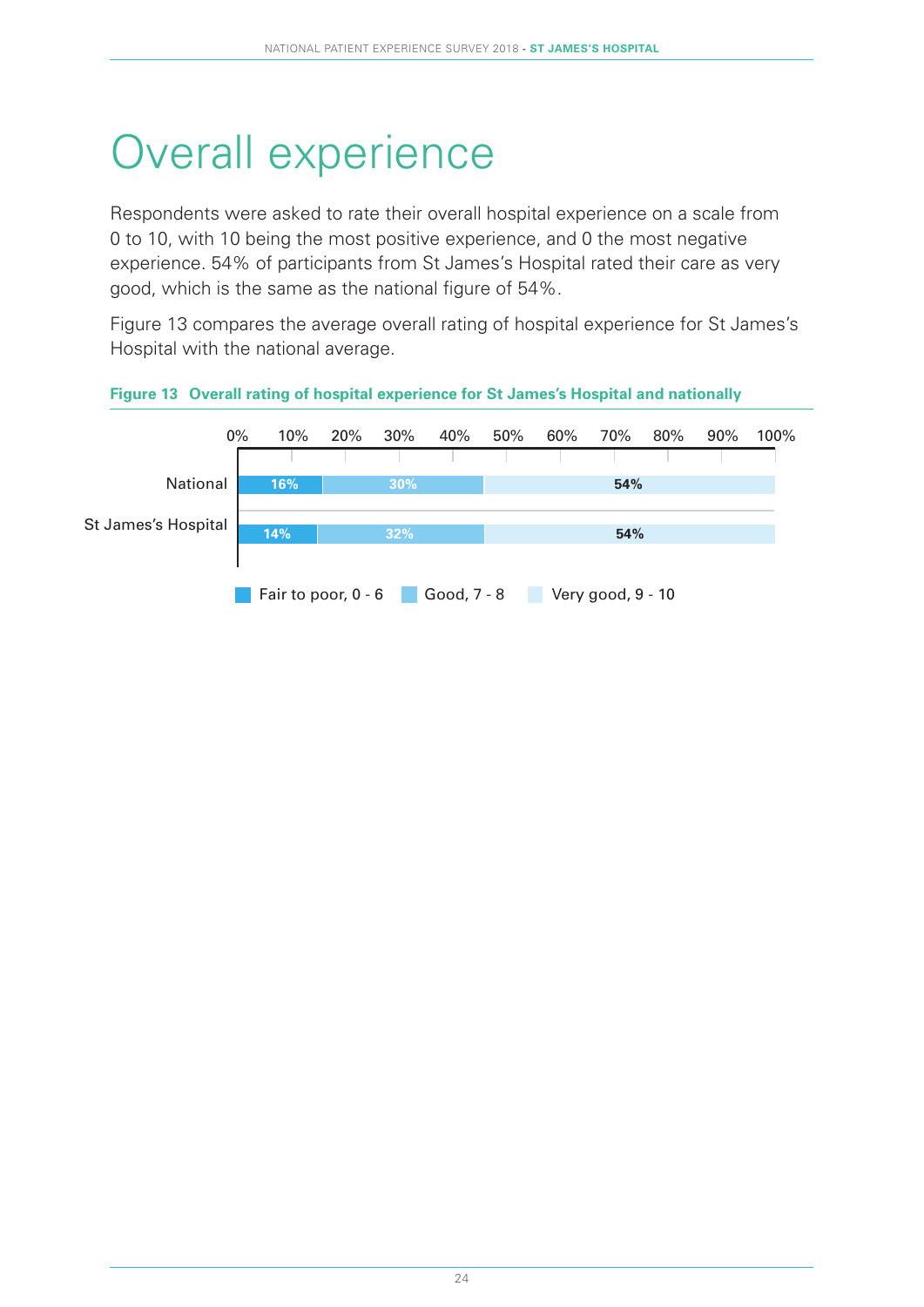# Overall experience

Respondents were asked to rate their overall hospital experience on a scale from 0 to 10, with 10 being the most positive experience, and 0 the most negative experience. 54% of participants from St James's Hospital rated their care as very good, which is the same as the national figure of 54%.

Figure 13 compares the average overall rating of hospital experience for St James's Hospital with the national average.

**Figure 13 Overall rating of hospital experience for St James's Hospital and nationally**

| | Fair to poor, 0 - 6 | Good, 7 - 8 | Very good, 9 - 10 |
|---|---|---|---|
| National | 16% | 30% | 54% |
| St James's Hospital | 14% | 32% | 54% |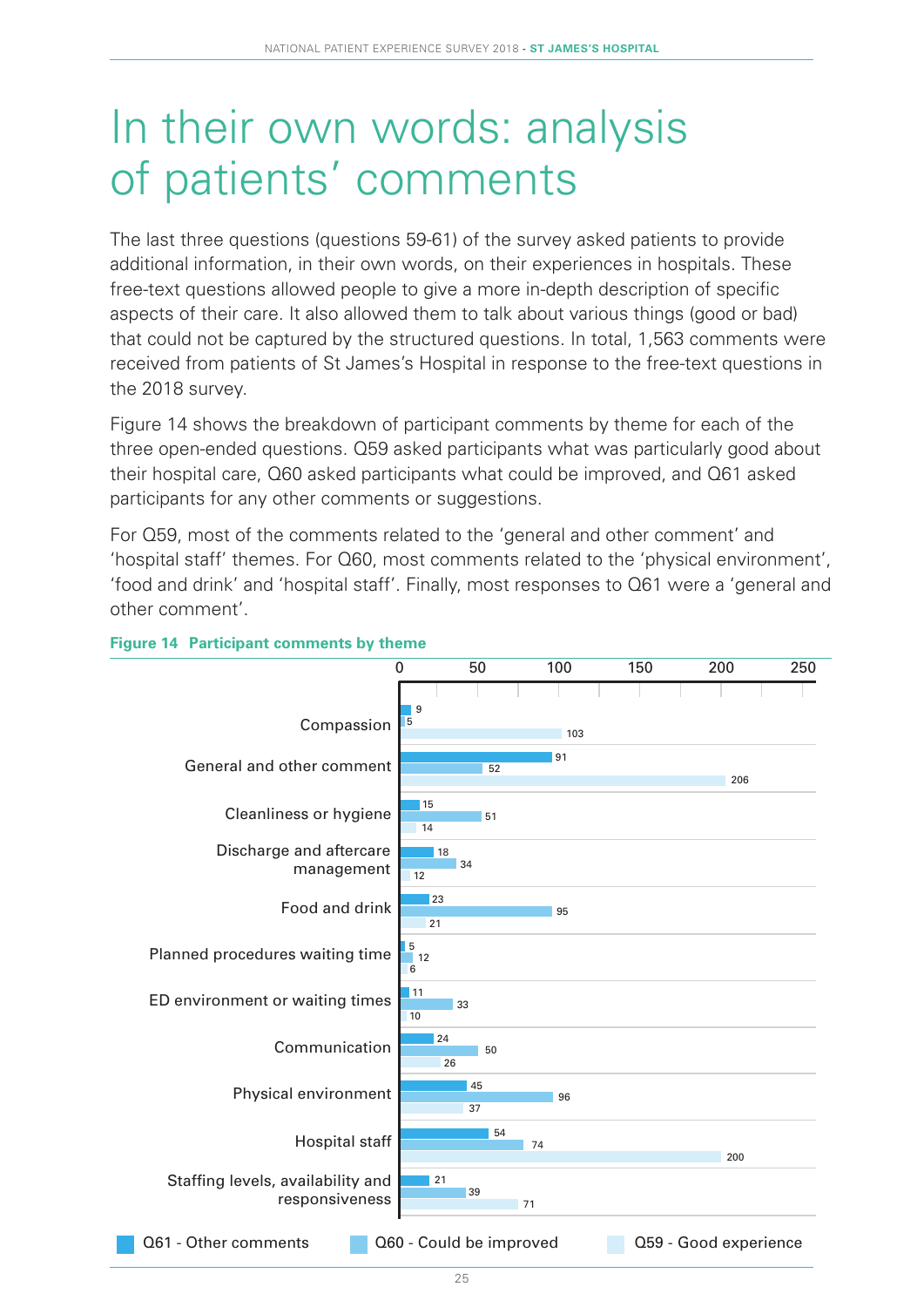# In their own words: analysis of patients' comments

The last three questions (questions 59-61) of the survey asked patients to provide additional information, in their own words, on their experiences in hospitals. These free-text questions allowed people to give a more in-depth description of specific aspects of their care. It also allowed them to talk about various things (good or bad) that could not be captured by the structured questions. In total, 1,563 comments were received from patients of St James's Hospital in response to the free-text questions in the 2018 survey.

Figure 14 shows the breakdown of participant comments by theme for each of the three open-ended questions. Q59 asked participants what was particularly good about their hospital care, Q60 asked participants what could be improved, and Q61 asked participants for any other comments or suggestions.

For Q59, most of the comments related to the 'general and other comment' and 'hospital staff' themes. For Q60, most comments related to the 'physical environment', 'food and drink' and 'hospital staff'. Finally, most responses to Q61 were a 'general and other comment'.

**Figure 14 Participant comments by theme**

| Theme | Q61 - Other comments | Q60 - Could be improved | Q59 - Good experience |
|---|---|---|---|
| Compassion | 9 | 5 | 103 |
| General and other comment | 91 | 52 | 206 |
| Cleanliness or hygiene | 15 | 51 | 14 |
| Discharge and aftercare management | 18 | 34 | 12 |
| Food and drink | 23 | 95 | 21 |
| Planned procedures waiting time | 5 | 12 | 6 |
| ED environment or waiting times | 11 | 33 | 10 |
| Communication | 24 | 50 | 26 |
| Physical environment | 45 | 96 | 37 |
| Hospital staff | 54 | 74 | 200 |
| Staffing levels, availability and responsiveness | 21 | 39 | 71 |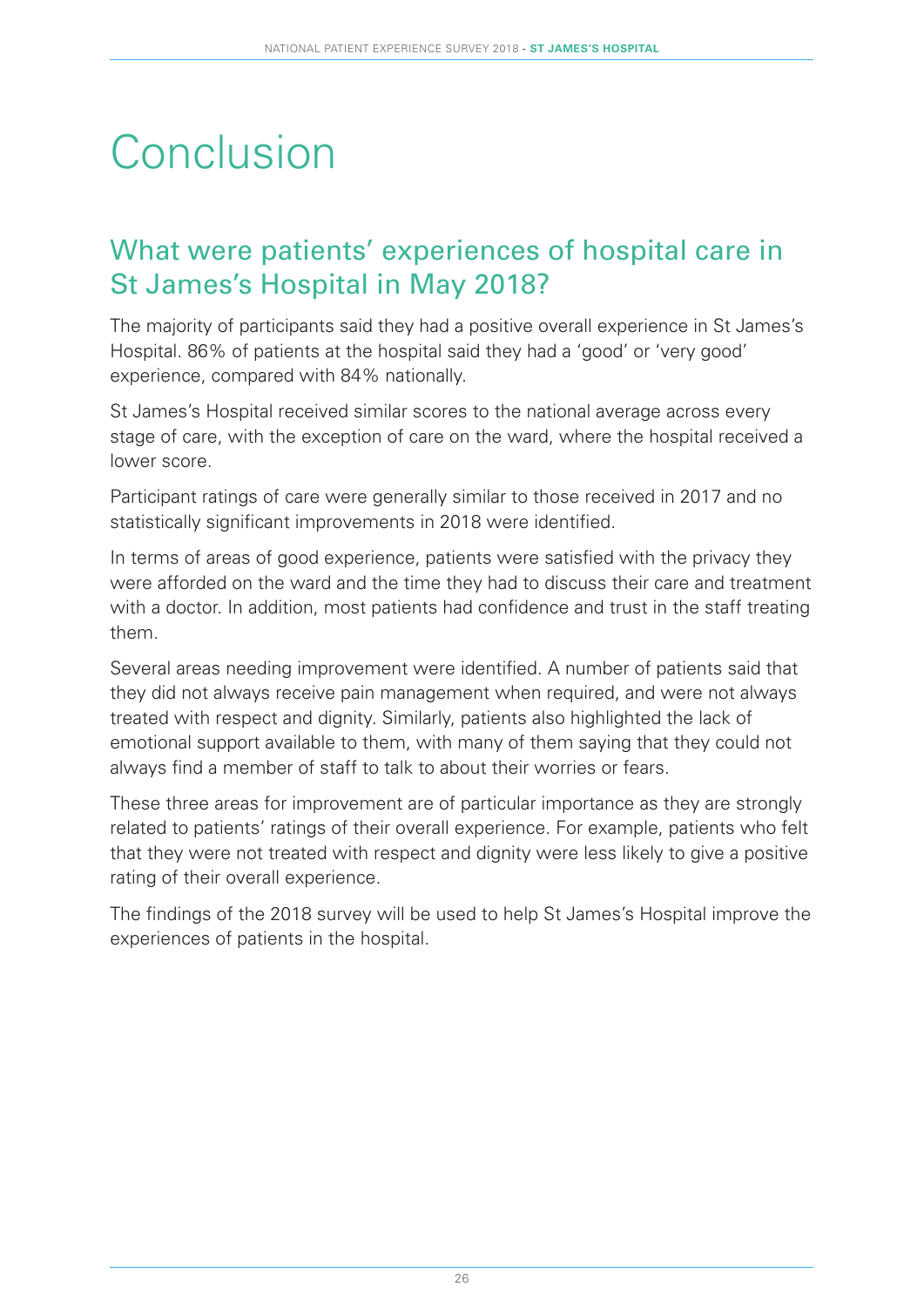# Conclusion

## What were patients' experiences of hospital care in St James's Hospital in May 2018?

The majority of participants said they had a positive overall experience in St James's Hospital. 86% of patients at the hospital said they had a 'good' or 'very good' experience, compared with 84% nationally.

St James's Hospital received similar scores to the national average across every stage of care, with the exception of care on the ward, where the hospital received a lower score.

Participant ratings of care were generally similar to those received in 2017 and no statistically significant improvements in 2018 were identified.

In terms of areas of good experience, patients were satisfied with the privacy they were afforded on the ward and the time they had to discuss their care and treatment with a doctor. In addition, most patients had confidence and trust in the staff treating them.

Several areas needing improvement were identified. A number of patients said that they did not always receive pain management when required, and were not always treated with respect and dignity. Similarly, patients also highlighted the lack of emotional support available to them, with many of them saying that they could not always find a member of staff to talk to about their worries or fears.

These three areas for improvement are of particular importance as they are strongly related to patients' ratings of their overall experience. For example, patients who felt that they were not treated with respect and dignity were less likely to give a positive rating of their overall experience.

The findings of the 2018 survey will be used to help St James's Hospital improve the experiences of patients in the hospital.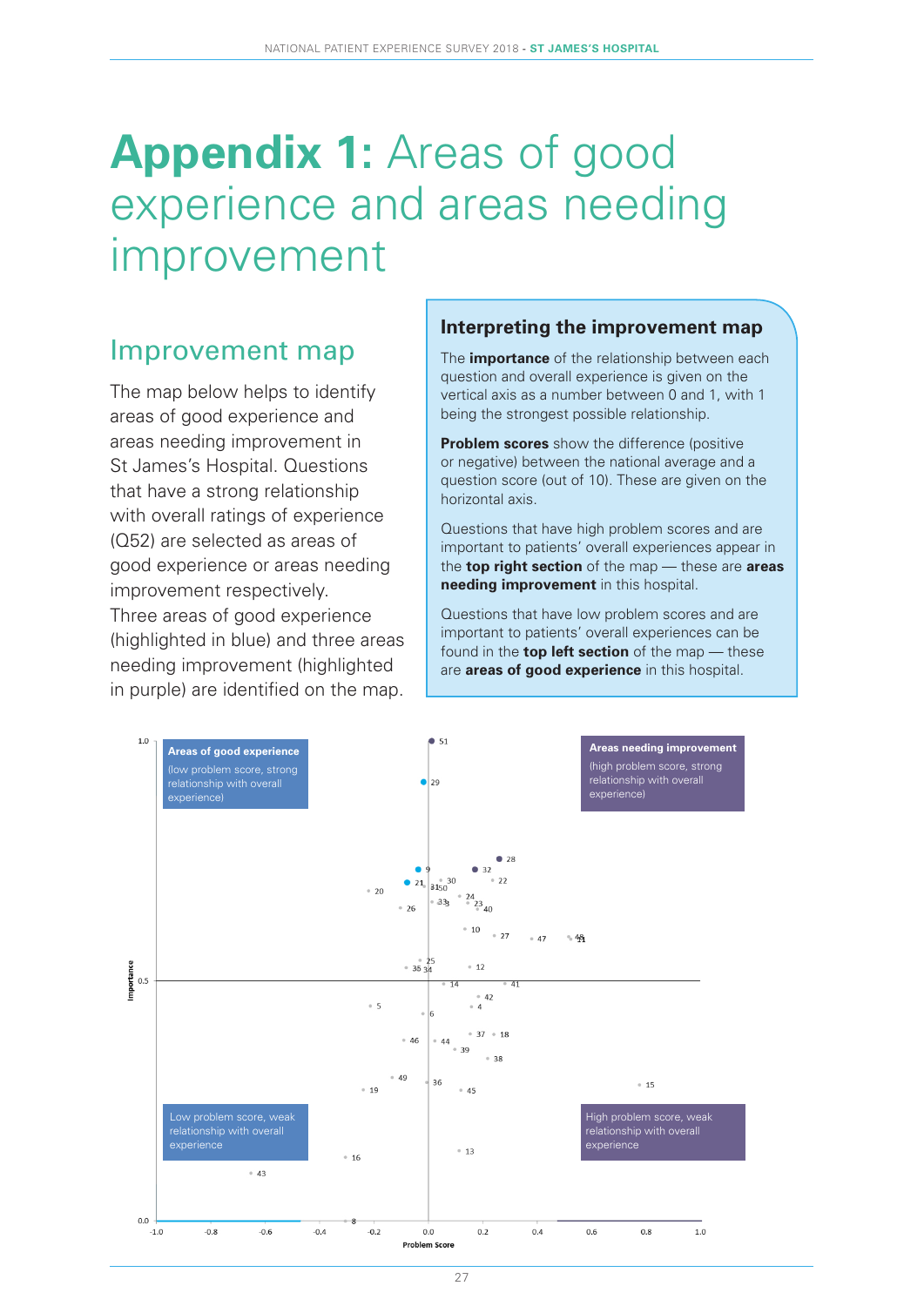# Appendix 1: Areas of good experience and areas needing improvement

## Improvement map

The map below helps to identify areas of good experience and areas needing improvement in St James's Hospital. Questions that have a strong relationship with overall ratings of experience (Q52) are selected as areas of good experience or areas needing improvement respectively. Three areas of good experience (highlighted in blue) and three areas needing improvement (highlighted in purple) are identified on the map.

### Interpreting the improvement map

The **importance** of the relationship between each question and overall experience is given on the vertical axis as a number between 0 and 1, with 1 being the strongest possible relationship.

**Problem scores** show the difference (positive or negative) between the national average and a question score (out of 10). These are given on the horizontal axis.

Questions that have high problem scores and are important to patients' overall experiences appear in the **top right section** of the map — these are **areas needing improvement** in this hospital.

Questions that have low problem scores and are important to patients' overall experiences can be found in the **top left section** of the map — these are **areas of good experience** in this hospital.

**Areas of good experience** (low problem score, strong relationship with overall experience)

**Areas needing improvement** (high problem score, strong relationship with overall experience)

Low problem score, weak relationship with overall experience

High problem score, weak relationship with overall experience

Importance (vertical axis: 0.0, 0.5, 1.0)

Problem Score (horizontal axis: -1.0, -0.8, -0.6, -0.4, -0.2, 0.0, 0.2, 0.4, 0.6, 0.8, 1.0)

Plotted questions: 51, 29, 28, 32, 9, 21, 31, 50, 30, 22, 20, 24, 26, 33, 3, 23, 40, 10, 27, 47, 48, 11, 25, 35, 34, 12, 14, 41, 42, 5, 6, 4, 37, 18, 46, 44, 39, 38, 49, 36, 19, 45, 15, 16, 13, 43, 8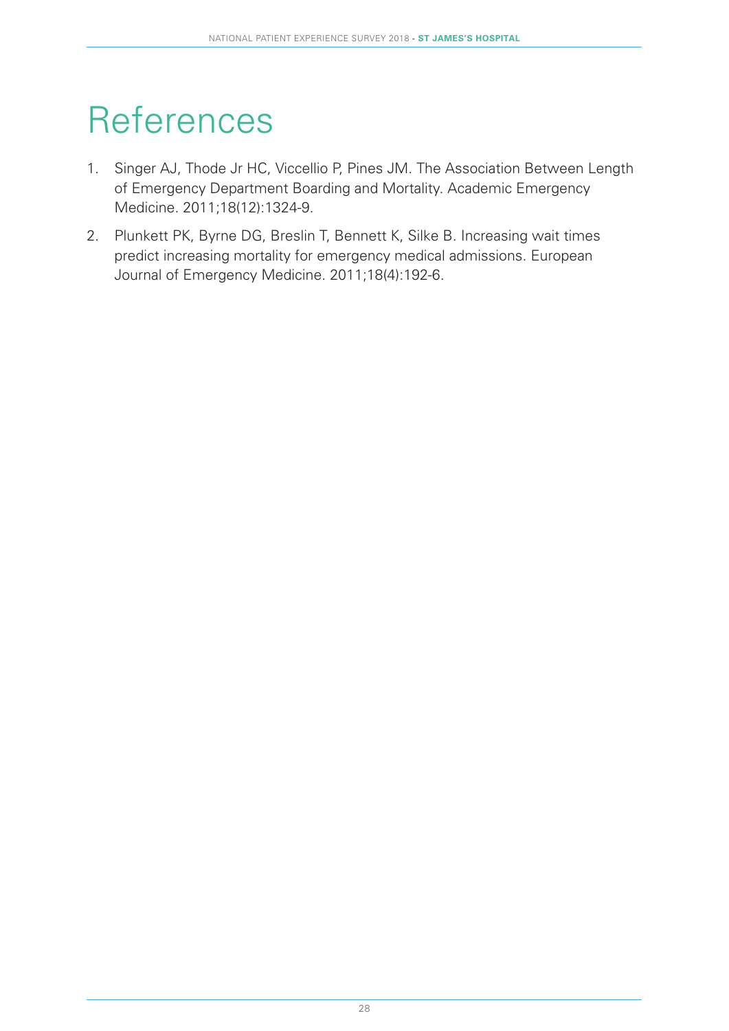# References

1. Singer AJ, Thode Jr HC, Viccellio P, Pines JM. The Association Between Length of Emergency Department Boarding and Mortality. Academic Emergency Medicine. 2011;18(12):1324-9.

2. Plunkett PK, Byrne DG, Breslin T, Bennett K, Silke B. Increasing wait times predict increasing mortality for emergency medical admissions. European Journal of Emergency Medicine. 2011;18(4):192-6.